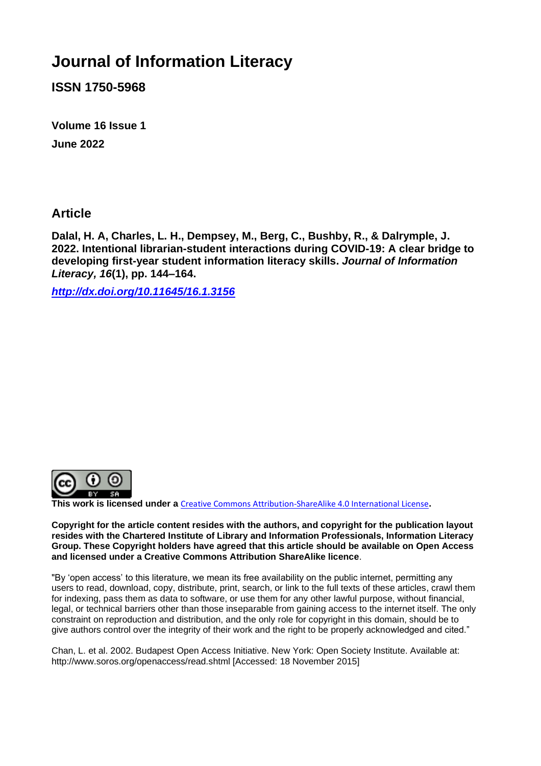# Journal of Information Literacy

**ISSN 1750-5968**

**Volume 16 Issue 1**

**June 2022**

## Article

**Dalal, H. A, Charles, L. H., Dempsey, M., Berg, C., Bushby, R., & Dalrymple, J. 2022. Intentional librarian-student interactions during COVID-19: A clear bridge to developing first-year student information literacy skills. *Journal of Information Literacy, 16*(1), pp. 144–164.**

***http://dx.doi.org/10.11645/16.1.3156***

**This work is licensed under a** Creative Commons Attribution-ShareAlike 4.0 International License**.**

**Copyright for the article content resides with the authors, and copyright for the publication layout resides with the Chartered Institute of Library and Information Professionals, Information Literacy Group. These Copyright holders have agreed that this article should be available on Open Access and licensed under a Creative Commons Attribution ShareAlike licence**.

"By 'open access' to this literature, we mean its free availability on the public internet, permitting any users to read, download, copy, distribute, print, search, or link to the full texts of these articles, crawl them for indexing, pass them as data to software, or use them for any other lawful purpose, without financial, legal, or technical barriers other than those inseparable from gaining access to the internet itself. The only constraint on reproduction and distribution, and the only role for copyright in this domain, should be to give authors control over the integrity of their work and the right to be properly acknowledged and cited."

Chan, L. et al. 2002. Budapest Open Access Initiative. New York: Open Society Institute. Available at: http://www.soros.org/openaccess/read.shtml [Accessed: 18 November 2015]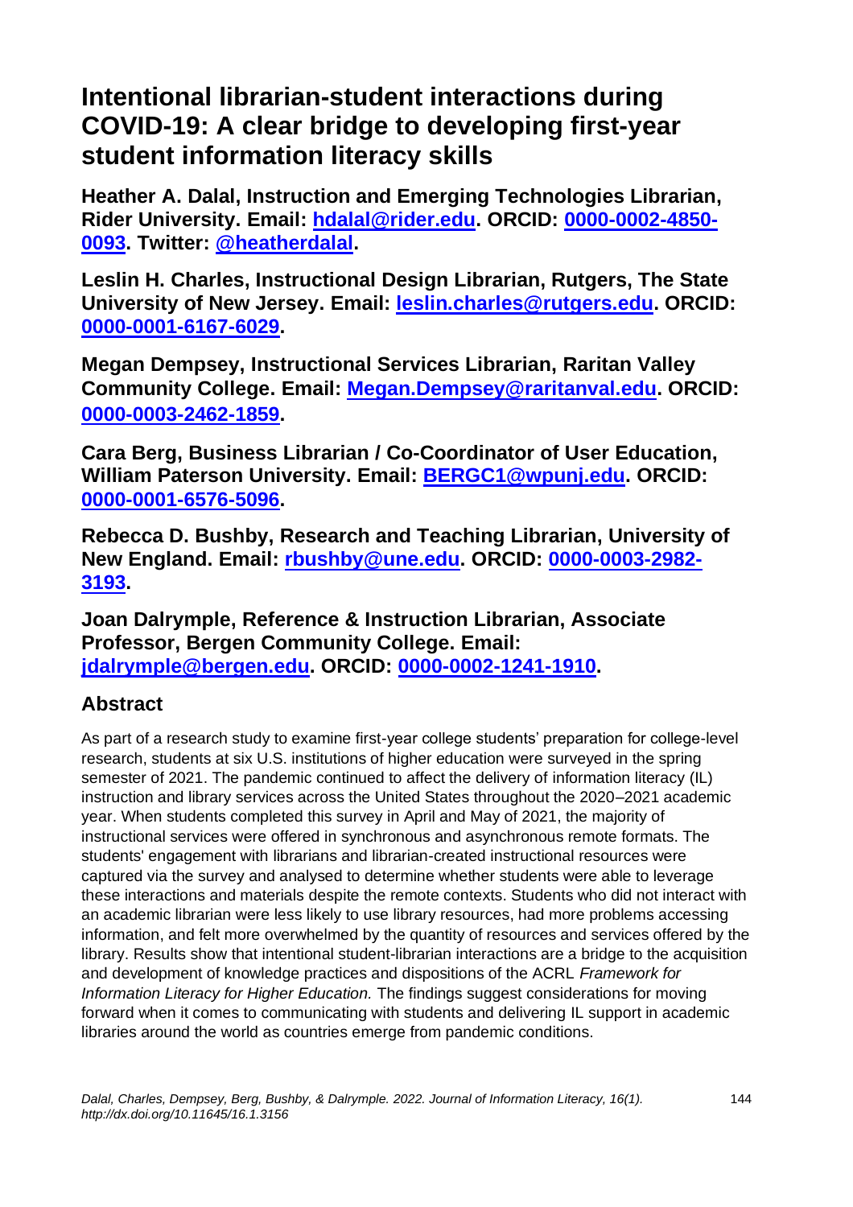# Intentional librarian-student interactions during COVID-19: A clear bridge to developing first-year student information literacy skills

**Heather A. Dalal, Instruction and Emerging Technologies Librarian, Rider University. Email: [hdalal@rider.edu](mailto:hdalal@rider.edu). ORCID: [0000-0002-4850-0093](https://orcid.org/0000-0002-4850-0093). Twitter: [@heatherdalal](https://twitter.com/heatherdalal).**

**Leslin H. Charles, Instructional Design Librarian, Rutgers, The State University of New Jersey. Email: [leslin.charles@rutgers.edu](mailto:leslin.charles@rutgers.edu). ORCID: [0000-0001-6167-6029](https://orcid.org/0000-0001-6167-6029).**

**Megan Dempsey, Instructional Services Librarian, Raritan Valley Community College. Email: [Megan.Dempsey@raritanval.edu](mailto:Megan.Dempsey@raritanval.edu). ORCID: [0000-0003-2462-1859](https://orcid.org/0000-0003-2462-1859).**

**Cara Berg, Business Librarian / Co-Coordinator of User Education, William Paterson University. Email: [BERGC1@wpunj.edu](mailto:BERGC1@wpunj.edu). ORCID: [0000-0001-6576-5096](https://orcid.org/0000-0001-6576-5096).**

**Rebecca D. Bushby, Research and Teaching Librarian, University of New England. Email: [rbushby@une.edu](mailto:rbushby@une.edu). ORCID: [0000-0003-2982-3193](https://orcid.org/0000-0003-2982-3193).**

**Joan Dalrymple, Reference & Instruction Librarian, Associate Professor, Bergen Community College. Email: [jdalrymple@bergen.edu](mailto:jdalrymple@bergen.edu). ORCID: [0000-0002-1241-1910](https://orcid.org/0000-0002-1241-1910).**

## Abstract

As part of a research study to examine first-year college students' preparation for college-level research, students at six U.S. institutions of higher education were surveyed in the spring semester of 2021. The pandemic continued to affect the delivery of information literacy (IL) instruction and library services across the United States throughout the 2020–2021 academic year. When students completed this survey in April and May of 2021, the majority of instructional services were offered in synchronous and asynchronous remote formats. The students' engagement with librarians and librarian-created instructional resources were captured via the survey and analysed to determine whether students were able to leverage these interactions and materials despite the remote contexts. Students who did not interact with an academic librarian were less likely to use library resources, had more problems accessing information, and felt more overwhelmed by the quantity of resources and services offered by the library. Results show that intentional student-librarian interactions are a bridge to the acquisition and development of knowledge practices and dispositions of the ACRL *Framework for Information Literacy for Higher Education.* The findings suggest considerations for moving forward when it comes to communicating with students and delivering IL support in academic libraries around the world as countries emerge from pandemic conditions.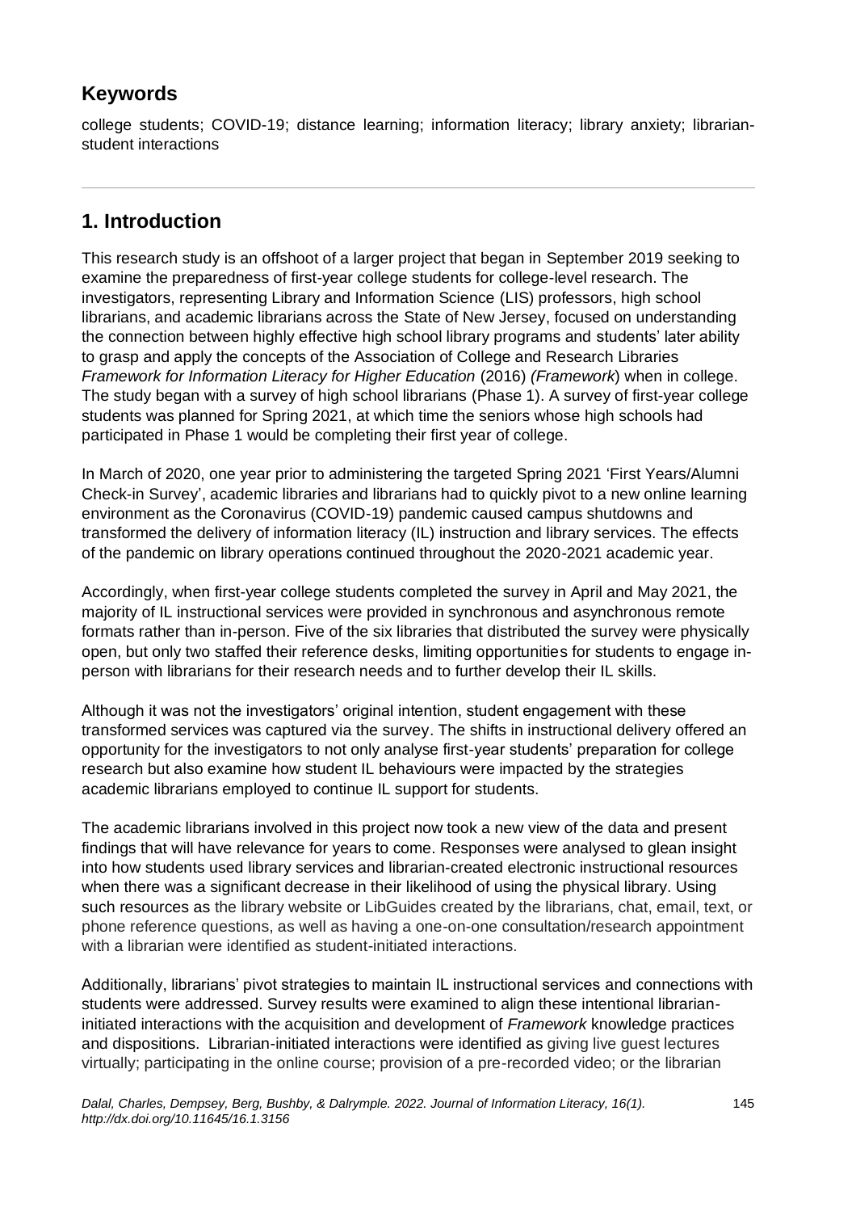## Keywords

college students; COVID-19; distance learning; information literacy; library anxiety; librarian-student interactions

## 1. Introduction

This research study is an offshoot of a larger project that began in September 2019 seeking to examine the preparedness of first-year college students for college-level research. The investigators, representing Library and Information Science (LIS) professors, high school librarians, and academic librarians across the State of New Jersey, focused on understanding the connection between highly effective high school library programs and students' later ability to grasp and apply the concepts of the Association of College and Research Libraries *Framework for Information Literacy for Higher Education* (2016) *(Framework)* when in college. The study began with a survey of high school librarians (Phase 1). A survey of first-year college students was planned for Spring 2021, at which time the seniors whose high schools had participated in Phase 1 would be completing their first year of college.

In March of 2020, one year prior to administering the targeted Spring 2021 'First Years/Alumni Check-in Survey', academic libraries and librarians had to quickly pivot to a new online learning environment as the Coronavirus (COVID-19) pandemic caused campus shutdowns and transformed the delivery of information literacy (IL) instruction and library services. The effects of the pandemic on library operations continued throughout the 2020-2021 academic year.

Accordingly, when first-year college students completed the survey in April and May 2021, the majority of IL instructional services were provided in synchronous and asynchronous remote formats rather than in-person. Five of the six libraries that distributed the survey were physically open, but only two staffed their reference desks, limiting opportunities for students to engage in-person with librarians for their research needs and to further develop their IL skills.

Although it was not the investigators' original intention, student engagement with these transformed services was captured via the survey. The shifts in instructional delivery offered an opportunity for the investigators to not only analyse first-year students' preparation for college research but also examine how student IL behaviours were impacted by the strategies academic librarians employed to continue IL support for students.

The academic librarians involved in this project now took a new view of the data and present findings that will have relevance for years to come. Responses were analysed to glean insight into how students used library services and librarian-created electronic instructional resources when there was a significant decrease in their likelihood of using the physical library. Using such resources as the library website or LibGuides created by the librarians, chat, email, text, or phone reference questions, as well as having a one-on-one consultation/research appointment with a librarian were identified as student-initiated interactions.

Additionally, librarians' pivot strategies to maintain IL instructional services and connections with students were addressed. Survey results were examined to align these intentional librarian-initiated interactions with the acquisition and development of *Framework* knowledge practices and dispositions. Librarian-initiated interactions were identified as giving live guest lectures virtually; participating in the online course; provision of a pre-recorded video; or the librarian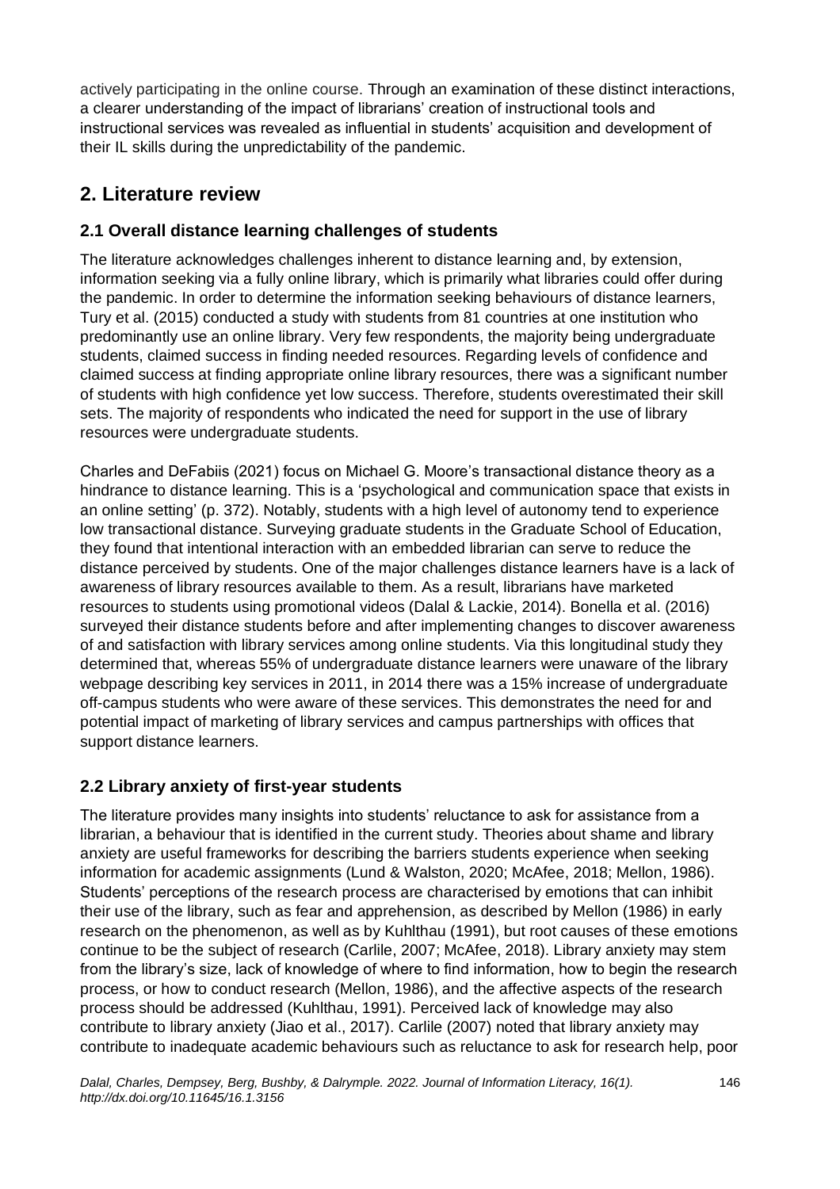actively participating in the online course. Through an examination of these distinct interactions, a clearer understanding of the impact of librarians' creation of instructional tools and instructional services was revealed as influential in students' acquisition and development of their IL skills during the unpredictability of the pandemic.

## 2. Literature review

### 2.1 Overall distance learning challenges of students

The literature acknowledges challenges inherent to distance learning and, by extension, information seeking via a fully online library, which is primarily what libraries could offer during the pandemic. In order to determine the information seeking behaviours of distance learners, Tury et al. (2015) conducted a study with students from 81 countries at one institution who predominantly use an online library. Very few respondents, the majority being undergraduate students, claimed success in finding needed resources. Regarding levels of confidence and claimed success at finding appropriate online library resources, there was a significant number of students with high confidence yet low success. Therefore, students overestimated their skill sets. The majority of respondents who indicated the need for support in the use of library resources were undergraduate students.

Charles and DeFabiis (2021) focus on Michael G. Moore's transactional distance theory as a hindrance to distance learning. This is a 'psychological and communication space that exists in an online setting' (p. 372). Notably, students with a high level of autonomy tend to experience low transactional distance. Surveying graduate students in the Graduate School of Education, they found that intentional interaction with an embedded librarian can serve to reduce the distance perceived by students. One of the major challenges distance learners have is a lack of awareness of library resources available to them. As a result, librarians have marketed resources to students using promotional videos (Dalal & Lackie, 2014). Bonella et al. (2016) surveyed their distance students before and after implementing changes to discover awareness of and satisfaction with library services among online students. Via this longitudinal study they determined that, whereas 55% of undergraduate distance learners were unaware of the library webpage describing key services in 2011, in 2014 there was a 15% increase of undergraduate off-campus students who were aware of these services. This demonstrates the need for and potential impact of marketing of library services and campus partnerships with offices that support distance learners.

### 2.2 Library anxiety of first-year students

The literature provides many insights into students' reluctance to ask for assistance from a librarian, a behaviour that is identified in the current study. Theories about shame and library anxiety are useful frameworks for describing the barriers students experience when seeking information for academic assignments (Lund & Walston, 2020; McAfee, 2018; Mellon, 1986). Students' perceptions of the research process are characterised by emotions that can inhibit their use of the library, such as fear and apprehension, as described by Mellon (1986) in early research on the phenomenon, as well as by Kuhlthau (1991), but root causes of these emotions continue to be the subject of research (Carlile, 2007; McAfee, 2018). Library anxiety may stem from the library's size, lack of knowledge of where to find information, how to begin the research process, or how to conduct research (Mellon, 1986), and the affective aspects of the research process should be addressed (Kuhlthau, 1991). Perceived lack of knowledge may also contribute to library anxiety (Jiao et al., 2017). Carlile (2007) noted that library anxiety may contribute to inadequate academic behaviours such as reluctance to ask for research help, poor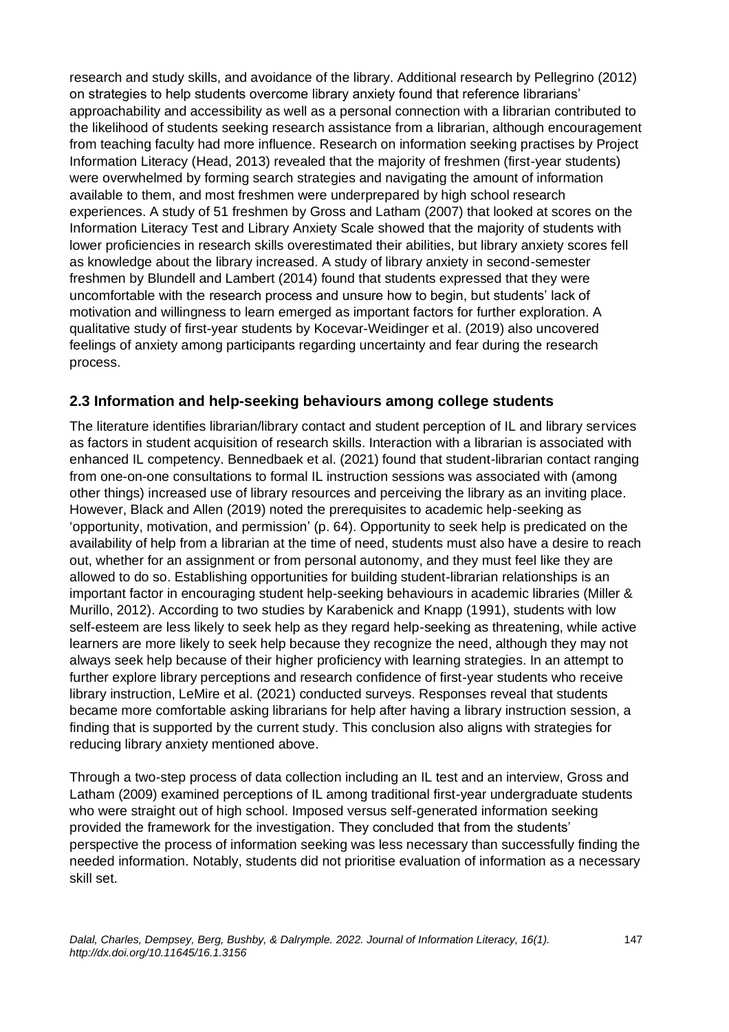research and study skills, and avoidance of the library. Additional research by Pellegrino (2012) on strategies to help students overcome library anxiety found that reference librarians' approachability and accessibility as well as a personal connection with a librarian contributed to the likelihood of students seeking research assistance from a librarian, although encouragement from teaching faculty had more influence. Research on information seeking practises by Project Information Literacy (Head, 2013) revealed that the majority of freshmen (first-year students) were overwhelmed by forming search strategies and navigating the amount of information available to them, and most freshmen were underprepared by high school research experiences. A study of 51 freshmen by Gross and Latham (2007) that looked at scores on the Information Literacy Test and Library Anxiety Scale showed that the majority of students with lower proficiencies in research skills overestimated their abilities, but library anxiety scores fell as knowledge about the library increased. A study of library anxiety in second-semester freshmen by Blundell and Lambert (2014) found that students expressed that they were uncomfortable with the research process and unsure how to begin, but students' lack of motivation and willingness to learn emerged as important factors for further exploration. A qualitative study of first-year students by Kocevar-Weidinger et al. (2019) also uncovered feelings of anxiety among participants regarding uncertainty and fear during the research process.

## 2.3 Information and help-seeking behaviours among college students

The literature identifies librarian/library contact and student perception of IL and library services as factors in student acquisition of research skills. Interaction with a librarian is associated with enhanced IL competency. Bennedbaek et al. (2021) found that student-librarian contact ranging from one-on-one consultations to formal IL instruction sessions was associated with (among other things) increased use of library resources and perceiving the library as an inviting place. However, Black and Allen (2019) noted the prerequisites to academic help-seeking as 'opportunity, motivation, and permission' (p. 64). Opportunity to seek help is predicated on the availability of help from a librarian at the time of need, students must also have a desire to reach out, whether for an assignment or from personal autonomy, and they must feel like they are allowed to do so. Establishing opportunities for building student-librarian relationships is an important factor in encouraging student help-seeking behaviours in academic libraries (Miller & Murillo, 2012). According to two studies by Karabenick and Knapp (1991), students with low self-esteem are less likely to seek help as they regard help-seeking as threatening, while active learners are more likely to seek help because they recognize the need, although they may not always seek help because of their higher proficiency with learning strategies. In an attempt to further explore library perceptions and research confidence of first-year students who receive library instruction, LeMire et al. (2021) conducted surveys. Responses reveal that students became more comfortable asking librarians for help after having a library instruction session, a finding that is supported by the current study. This conclusion also aligns with strategies for reducing library anxiety mentioned above.

Through a two-step process of data collection including an IL test and an interview, Gross and Latham (2009) examined perceptions of IL among traditional first-year undergraduate students who were straight out of high school. Imposed versus self-generated information seeking provided the framework for the investigation. They concluded that from the students' perspective the process of information seeking was less necessary than successfully finding the needed information. Notably, students did not prioritise evaluation of information as a necessary skill set.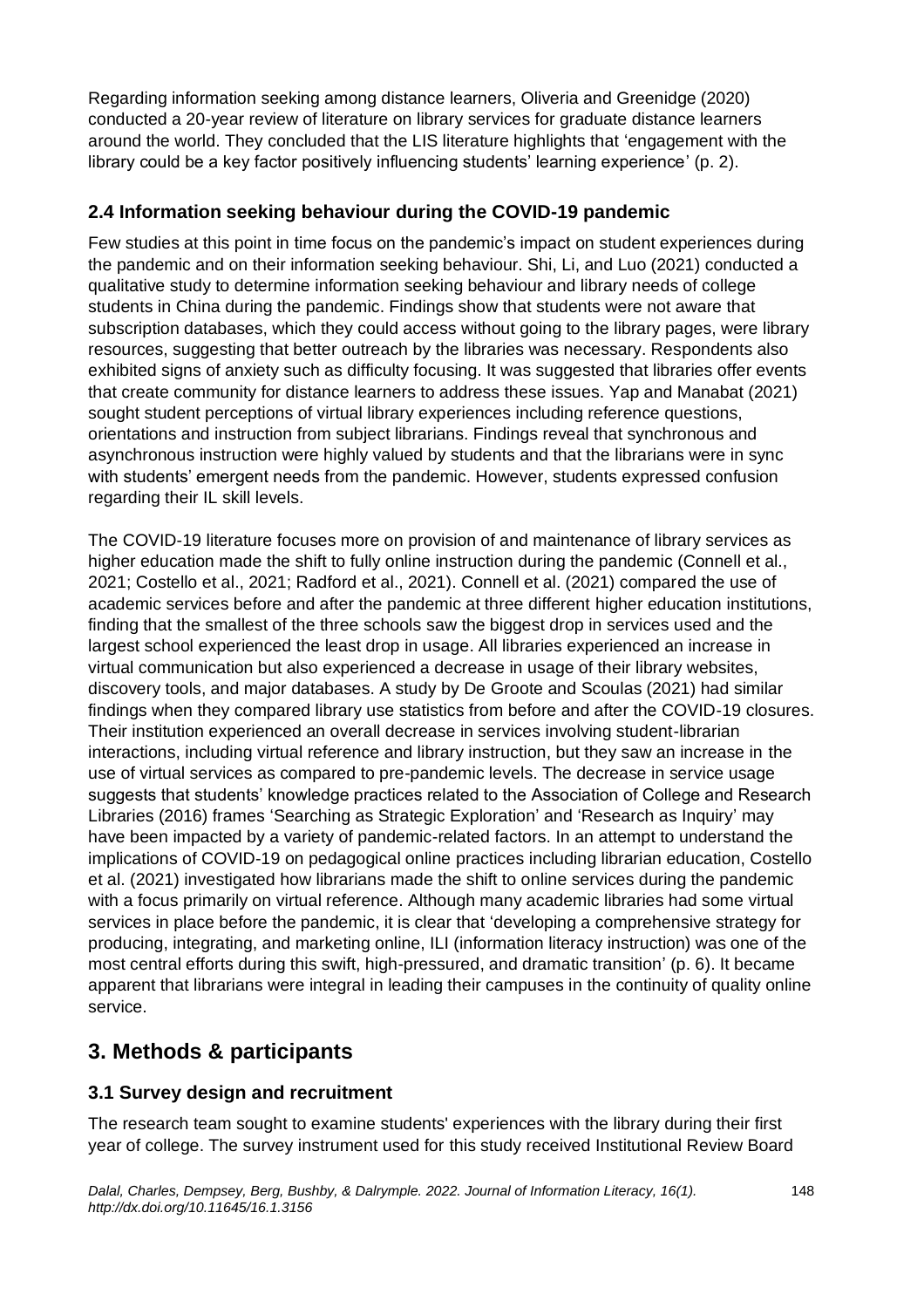Regarding information seeking among distance learners, Oliveria and Greenidge (2020) conducted a 20-year review of literature on library services for graduate distance learners around the world. They concluded that the LIS literature highlights that 'engagement with the library could be a key factor positively influencing students' learning experience' (p. 2).

### 2.4 Information seeking behaviour during the COVID-19 pandemic

Few studies at this point in time focus on the pandemic's impact on student experiences during the pandemic and on their information seeking behaviour. Shi, Li, and Luo (2021) conducted a qualitative study to determine information seeking behaviour and library needs of college students in China during the pandemic. Findings show that students were not aware that subscription databases, which they could access without going to the library pages, were library resources, suggesting that better outreach by the libraries was necessary. Respondents also exhibited signs of anxiety such as difficulty focusing. It was suggested that libraries offer events that create community for distance learners to address these issues. Yap and Manabat (2021) sought student perceptions of virtual library experiences including reference questions, orientations and instruction from subject librarians. Findings reveal that synchronous and asynchronous instruction were highly valued by students and that the librarians were in sync with students' emergent needs from the pandemic. However, students expressed confusion regarding their IL skill levels.

The COVID-19 literature focuses more on provision of and maintenance of library services as higher education made the shift to fully online instruction during the pandemic (Connell et al., 2021; Costello et al., 2021; Radford et al., 2021). Connell et al. (2021) compared the use of academic services before and after the pandemic at three different higher education institutions, finding that the smallest of the three schools saw the biggest drop in services used and the largest school experienced the least drop in usage. All libraries experienced an increase in virtual communication but also experienced a decrease in usage of their library websites, discovery tools, and major databases. A study by De Groote and Scoulas (2021) had similar findings when they compared library use statistics from before and after the COVID-19 closures. Their institution experienced an overall decrease in services involving student-librarian interactions, including virtual reference and library instruction, but they saw an increase in the use of virtual services as compared to pre-pandemic levels. The decrease in service usage suggests that students' knowledge practices related to the Association of College and Research Libraries (2016) frames 'Searching as Strategic Exploration' and 'Research as Inquiry' may have been impacted by a variety of pandemic-related factors. In an attempt to understand the implications of COVID-19 on pedagogical online practices including librarian education, Costello et al. (2021) investigated how librarians made the shift to online services during the pandemic with a focus primarily on virtual reference. Although many academic libraries had some virtual services in place before the pandemic, it is clear that 'developing a comprehensive strategy for producing, integrating, and marketing online, ILI (information literacy instruction) was one of the most central efforts during this swift, high-pressured, and dramatic transition' (p. 6). It became apparent that librarians were integral in leading their campuses in the continuity of quality online service.

## 3. Methods & participants

### 3.1 Survey design and recruitment

The research team sought to examine students' experiences with the library during their first year of college. The survey instrument used for this study received Institutional Review Board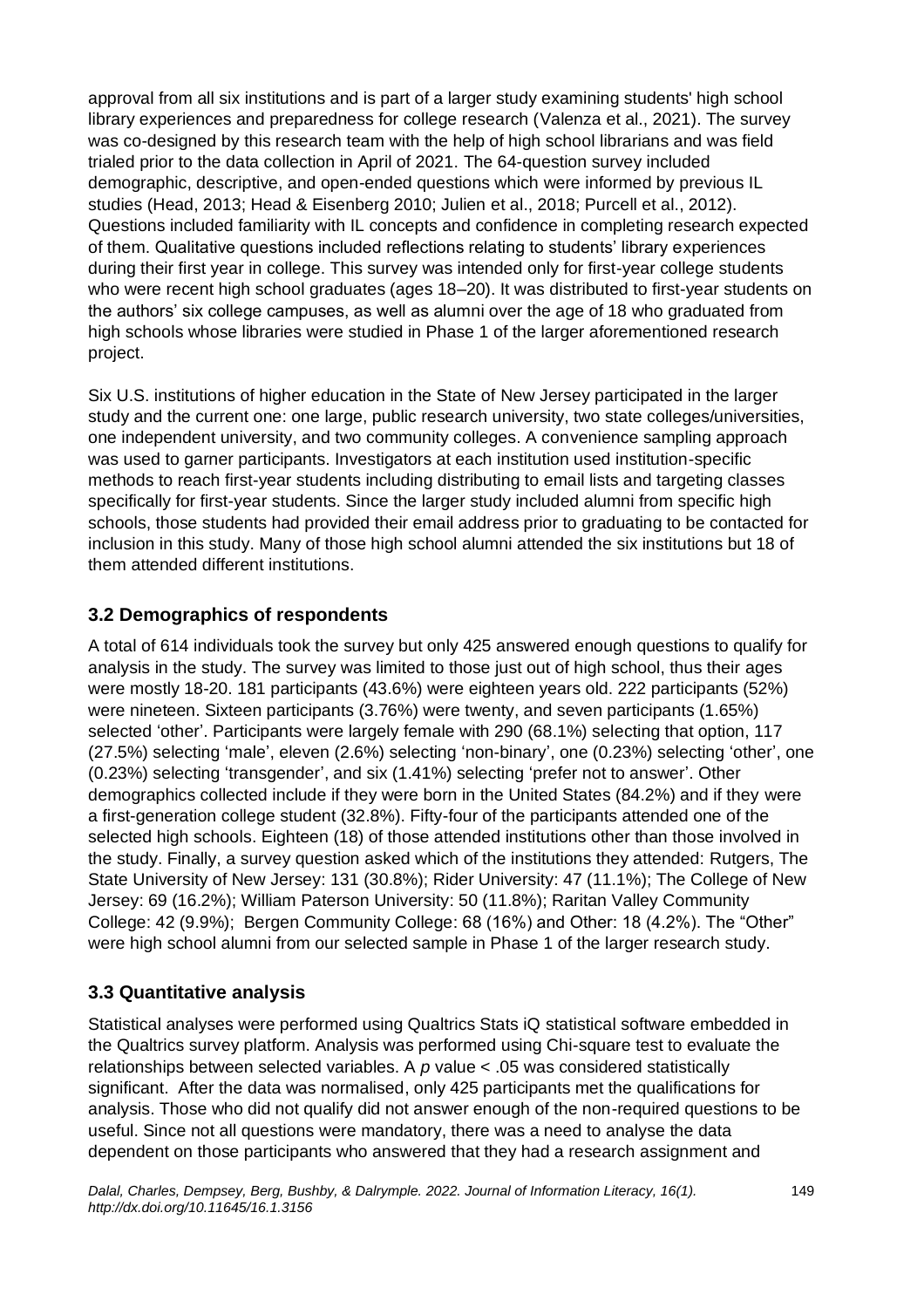approval from all six institutions and is part of a larger study examining students' high school library experiences and preparedness for college research (Valenza et al., 2021). The survey was co-designed by this research team with the help of high school librarians and was field trialed prior to the data collection in April of 2021. The 64-question survey included demographic, descriptive, and open-ended questions which were informed by previous IL studies (Head, 2013; Head & Eisenberg 2010; Julien et al., 2018; Purcell et al., 2012). Questions included familiarity with IL concepts and confidence in completing research expected of them. Qualitative questions included reflections relating to students' library experiences during their first year in college. This survey was intended only for first-year college students who were recent high school graduates (ages 18–20). It was distributed to first-year students on the authors' six college campuses, as well as alumni over the age of 18 who graduated from high schools whose libraries were studied in Phase 1 of the larger aforementioned research project.

Six U.S. institutions of higher education in the State of New Jersey participated in the larger study and the current one: one large, public research university, two state colleges/universities, one independent university, and two community colleges. A convenience sampling approach was used to garner participants. Investigators at each institution used institution-specific methods to reach first-year students including distributing to email lists and targeting classes specifically for first-year students. Since the larger study included alumni from specific high schools, those students had provided their email address prior to graduating to be contacted for inclusion in this study. Many of those high school alumni attended the six institutions but 18 of them attended different institutions.

## 3.2 Demographics of respondents

A total of 614 individuals took the survey but only 425 answered enough questions to qualify for analysis in the study. The survey was limited to those just out of high school, thus their ages were mostly 18-20. 181 participants (43.6%) were eighteen years old. 222 participants (52%) were nineteen. Sixteen participants (3.76%) were twenty, and seven participants (1.65%) selected 'other'. Participants were largely female with 290 (68.1%) selecting that option, 117 (27.5%) selecting 'male', eleven (2.6%) selecting 'non-binary', one (0.23%) selecting 'other', one (0.23%) selecting 'transgender', and six (1.41%) selecting 'prefer not to answer'. Other demographics collected include if they were born in the United States (84.2%) and if they were a first-generation college student (32.8%). Fifty-four of the participants attended one of the selected high schools. Eighteen (18) of those attended institutions other than those involved in the study. Finally, a survey question asked which of the institutions they attended: Rutgers, The State University of New Jersey: 131 (30.8%); Rider University: 47 (11.1%); The College of New Jersey: 69 (16.2%); William Paterson University: 50 (11.8%); Raritan Valley Community College: 42 (9.9%); Bergen Community College: 68 (16%) and Other: 18 (4.2%). The "Other" were high school alumni from our selected sample in Phase 1 of the larger research study.

## 3.3 Quantitative analysis

Statistical analyses were performed using Qualtrics Stats iQ statistical software embedded in the Qualtrics survey platform. Analysis was performed using Chi-square test to evaluate the relationships between selected variables. A $p$ value $< .05$ was considered statistically significant. After the data was normalised, only 425 participants met the qualifications for analysis. Those who did not qualify did not answer enough of the non-required questions to be useful. Since not all questions were mandatory, there was a need to analyse the data dependent on those participants who answered that they had a research assignment and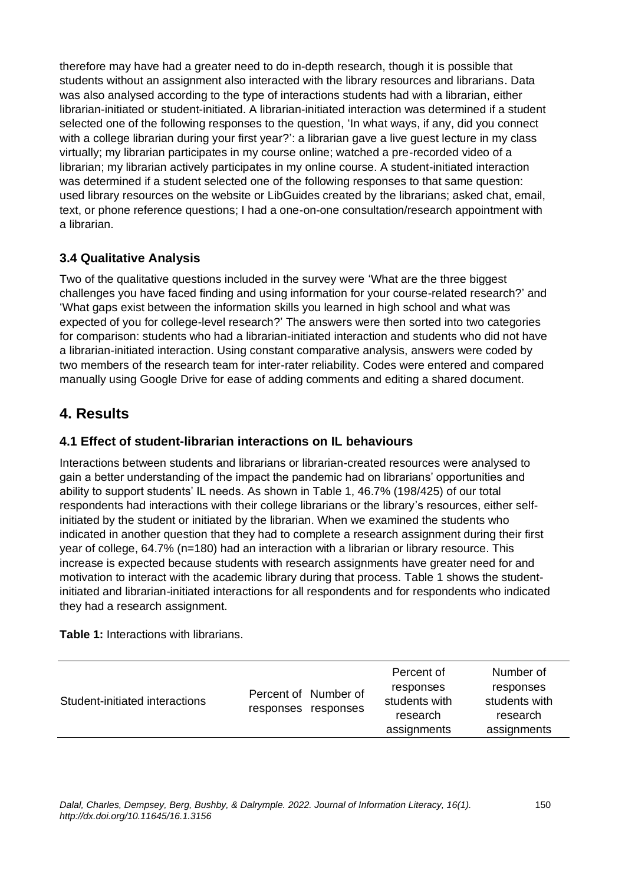therefore may have had a greater need to do in-depth research, though it is possible that students without an assignment also interacted with the library resources and librarians. Data was also analysed according to the type of interactions students had with a librarian, either librarian-initiated or student-initiated. A librarian-initiated interaction was determined if a student selected one of the following responses to the question, 'In what ways, if any, did you connect with a college librarian during your first year?': a librarian gave a live guest lecture in my class virtually; my librarian participates in my course online; watched a pre-recorded video of a librarian; my librarian actively participates in my online course. A student-initiated interaction was determined if a student selected one of the following responses to that same question: used library resources on the website or LibGuides created by the librarians; asked chat, email, text, or phone reference questions; I had a one-on-one consultation/research appointment with a librarian.

### 3.4 Qualitative Analysis

Two of the qualitative questions included in the survey were 'What are the three biggest challenges you have faced finding and using information for your course-related research?' and 'What gaps exist between the information skills you learned in high school and what was expected of you for college-level research?' The answers were then sorted into two categories for comparison: students who had a librarian-initiated interaction and students who did not have a librarian-initiated interaction. Using constant comparative analysis, answers were coded by two members of the research team for inter-rater reliability. Codes were entered and compared manually using Google Drive for ease of adding comments and editing a shared document.

## 4. Results

### 4.1 Effect of student-librarian interactions on IL behaviours

Interactions between students and librarians or librarian-created resources were analysed to gain a better understanding of the impact the pandemic had on librarians' opportunities and ability to support students' IL needs. As shown in Table 1, 46.7% (198/425) of our total respondents had interactions with their college librarians or the library's resources, either self-initiated by the student or initiated by the librarian. When we examined the students who indicated in another question that they had to complete a research assignment during their first year of college, 64.7% (n=180) had an interaction with a librarian or library resource. This increase is expected because students with research assignments have greater need for and motivation to interact with the academic library during that process. Table 1 shows the student-initiated and librarian-initiated interactions for all respondents and for respondents who indicated they had a research assignment.

**Table 1:** Interactions with librarians.

| Student-initiated interactions | Percent of responses | Number of responses | Percent of responses students with research assignments | Number of responses students with research assignments |
|---|---|---|---|---|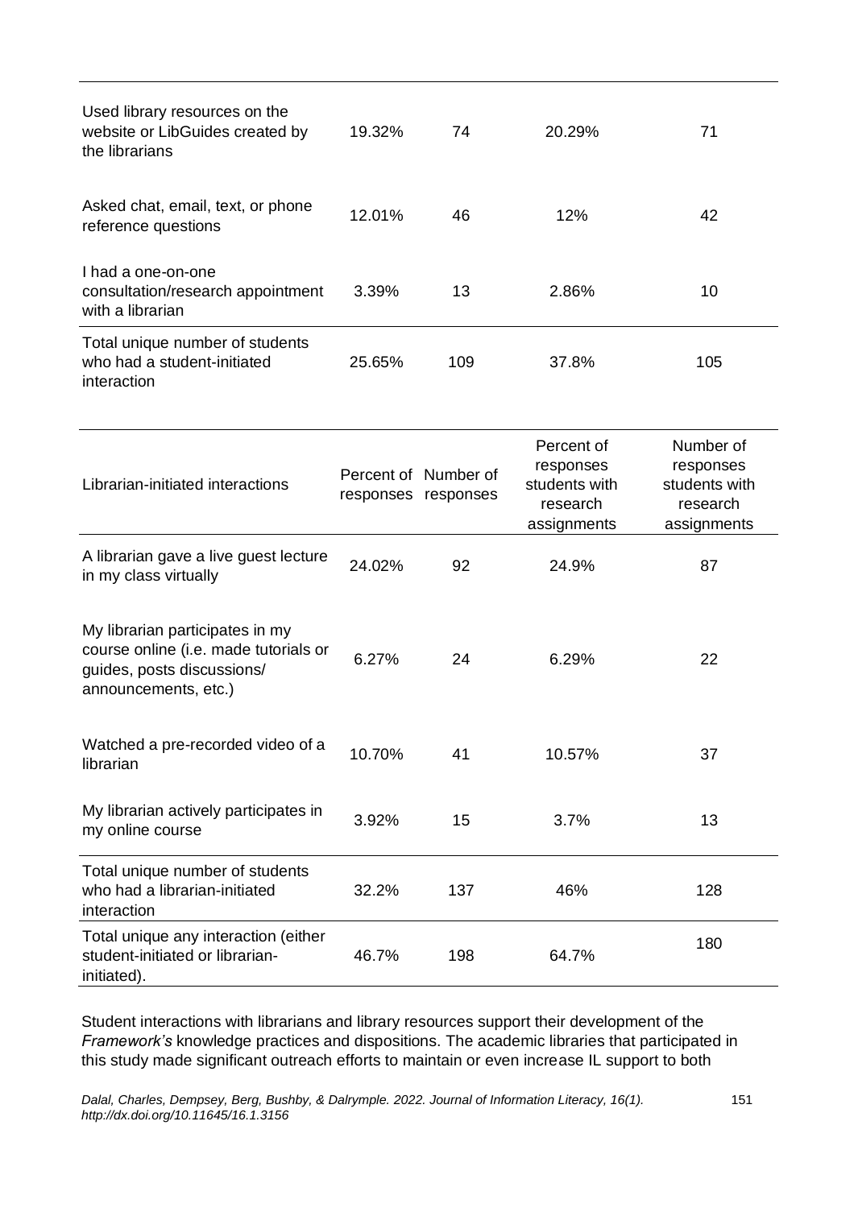| | | | | |
|---|---|---|---|---|
| Used library resources on the website or LibGuides created by the librarians | 19.32% | 74 | 20.29% | 71 |
| Asked chat, email, text, or phone reference questions | 12.01% | 46 | 12% | 42 |
| I had a one-on-one consultation/research appointment with a librarian | 3.39% | 13 | 2.86% | 10 |
| Total unique number of students who had a student-initiated interaction | 25.65% | 109 | 37.8% | 105 |

| Librarian-initiated interactions | Percent of responses | Number of responses | Percent of responses students with research assignments | Number of responses students with research assignments |
|---|---|---|---|---|
| A librarian gave a live guest lecture in my class virtually | 24.02% | 92 | 24.9% | 87 |
| My librarian participates in my course online (i.e. made tutorials or guides, posts discussions/ announcements, etc.) | 6.27% | 24 | 6.29% | 22 |
| Watched a pre-recorded video of a librarian | 10.70% | 41 | 10.57% | 37 |
| My librarian actively participates in my online course | 3.92% | 15 | 3.7% | 13 |
| Total unique number of students who had a librarian-initiated interaction | 32.2% | 137 | 46% | 128 |
| Total unique any interaction (either student-initiated or librarian-initiated). | 46.7% | 198 | 64.7% | 180 |

Student interactions with librarians and library resources support their development of the *Framework's* knowledge practices and dispositions. The academic libraries that participated in this study made significant outreach efforts to maintain or even increase IL support to both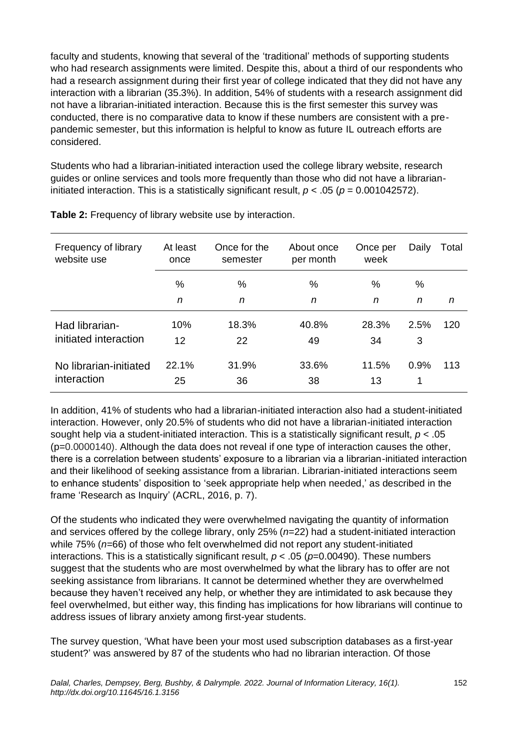faculty and students, knowing that several of the 'traditional' methods of supporting students who had research assignments were limited. Despite this, about a third of our respondents who had a research assignment during their first year of college indicated that they did not have any interaction with a librarian (35.3%). In addition, 54% of students with a research assignment did not have a librarian-initiated interaction. Because this is the first semester this survey was conducted, there is no comparative data to know if these numbers are consistent with a pre-pandemic semester, but this information is helpful to know as future IL outreach efforts are considered.

Students who had a librarian-initiated interaction used the college library website, research guides or online services and tools more frequently than those who did not have a librarian-initiated interaction. This is a statistically significant result, $p < .05$ ($p = 0.001042572$).

**Table 2:** Frequency of library website use by interaction.

| Frequency of library website use | At least once | Once for the semester | About once per month | Once per week | Daily | Total |
|---|---|---|---|---|---|---|
| | % *n* | % *n* | % *n* | % *n* | % *n* | *n* |
| Had librarian-initiated interaction | 10% 12 | 18.3% 22 | 40.8% 49 | 28.3% 34 | 2.5% 3 | 120 |
| No librarian-initiated interaction | 22.1% 25 | 31.9% 36 | 33.6% 38 | 11.5% 13 | 0.9% 1 | 113 |

In addition, 41% of students who had a librarian-initiated interaction also had a student-initiated interaction. However, only 20.5% of students who did not have a librarian-initiated interaction sought help via a student-initiated interaction. This is a statistically significant result, $p < .05$ ($p=0.0000140$). Although the data does not reveal if one type of interaction causes the other, there is a correlation between students' exposure to a librarian via a librarian-initiated interaction and their likelihood of seeking assistance from a librarian. Librarian-initiated interactions seem to enhance students' disposition to 'seek appropriate help when needed,' as described in the frame 'Research as Inquiry' (ACRL, 2016, p. 7).

Of the students who indicated they were overwhelmed navigating the quantity of information and services offered by the college library, only 25% ($n=22$) had a student-initiated interaction while 75% ($n=66$) of those who felt overwhelmed did not report any student-initiated interactions. This is a statistically significant result, $p < .05$ ($p=0.00490$). These numbers suggest that the students who are most overwhelmed by what the library has to offer are not seeking assistance from librarians. It cannot be determined whether they are overwhelmed because they haven't received any help, or whether they are intimidated to ask because they feel overwhelmed, but either way, this finding has implications for how librarians will continue to address issues of library anxiety among first-year students.

The survey question, 'What have been your most used subscription databases as a first-year student?' was answered by 87 of the students who had no librarian interaction. Of those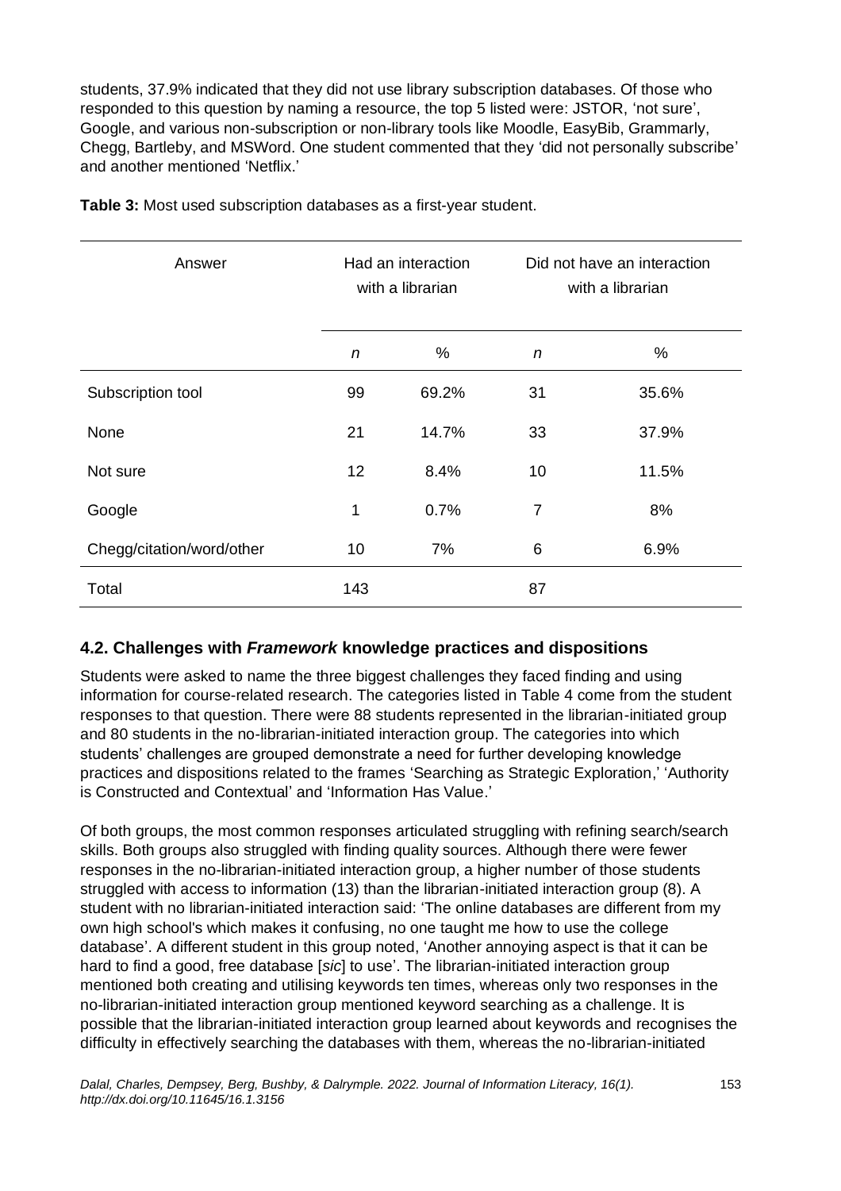students, 37.9% indicated that they did not use library subscription databases. Of those who responded to this question by naming a resource, the top 5 listed were: JSTOR, 'not sure', Google, and various non-subscription or non-library tools like Moodle, EasyBib, Grammarly, Chegg, Bartleby, and MSWord. One student commented that they 'did not personally subscribe' and another mentioned 'Netflix.'

**Table 3:** Most used subscription databases as a first-year student.

| Answer | Had an interaction with a librarian | | Did not have an interaction with a librarian | |
|---|---|---|---|---|
| | *n* | % | *n* | % |
| Subscription tool | 99 | 69.2% | 31 | 35.6% |
| None | 21 | 14.7% | 33 | 37.9% |
| Not sure | 12 | 8.4% | 10 | 11.5% |
| Google | 1 | 0.7% | 7 | 8% |
| Chegg/citation/word/other | 10 | 7% | 6 | 6.9% |
| Total | 143 | | 87 | |

## 4.2. Challenges with *Framework* knowledge practices and dispositions

Students were asked to name the three biggest challenges they faced finding and using information for course-related research. The categories listed in Table 4 come from the student responses to that question. There were 88 students represented in the librarian-initiated group and 80 students in the no-librarian-initiated interaction group. The categories into which students' challenges are grouped demonstrate a need for further developing knowledge practices and dispositions related to the frames 'Searching as Strategic Exploration,' 'Authority is Constructed and Contextual' and 'Information Has Value.'

Of both groups, the most common responses articulated struggling with refining search/search skills. Both groups also struggled with finding quality sources. Although there were fewer responses in the no-librarian-initiated interaction group, a higher number of those students struggled with access to information (13) than the librarian-initiated interaction group (8). A student with no librarian-initiated interaction said: 'The online databases are different from my own high school's which makes it confusing, no one taught me how to use the college database'. A different student in this group noted, 'Another annoying aspect is that it can be hard to find a good, free database [*sic*] to use'. The librarian-initiated interaction group mentioned both creating and utilising keywords ten times, whereas only two responses in the no-librarian-initiated interaction group mentioned keyword searching as a challenge. It is possible that the librarian-initiated interaction group learned about keywords and recognises the difficulty in effectively searching the databases with them, whereas the no-librarian-initiated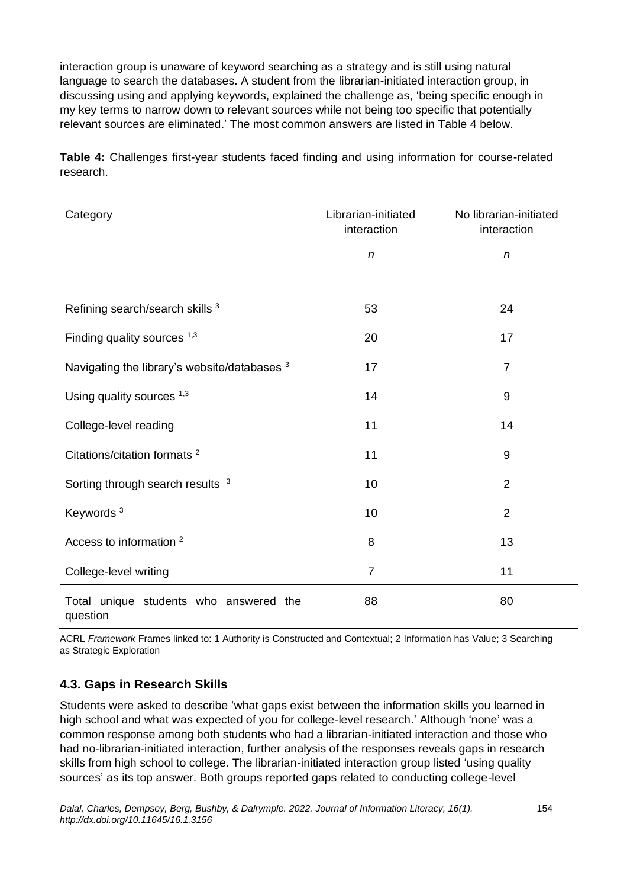interaction group is unaware of keyword searching as a strategy and is still using natural language to search the databases. A student from the librarian-initiated interaction group, in discussing using and applying keywords, explained the challenge as, 'being specific enough in my key terms to narrow down to relevant sources while not being too specific that potentially relevant sources are eliminated.' The most common answers are listed in Table 4 below.

**Table 4:** Challenges first-year students faced finding and using information for course-related research.

| Category | Librarian-initiated interaction *n* | No librarian-initiated interaction *n* |
|---|---|---|
| Refining search/search skills [3] | 53 | 24 |
| Finding quality sources [1,3] | 20 | 17 |
| Navigating the library's website/databases [3] | 17 | 7 |
| Using quality sources [1,3] | 14 | 9 |
| College-level reading | 11 | 14 |
| Citations/citation formats [2] | 11 | 9 |
| Sorting through search results [3] | 10 | 2 |
| Keywords [3] | 10 | 2 |
| Access to information [2] | 8 | 13 |
| College-level writing | 7 | 11 |
| Total unique students who answered the question | 88 | 80 |

ACRL *Framework* Frames linked to: 1 Authority is Constructed and Contextual; 2 Information has Value; 3 Searching as Strategic Exploration

## 4.3. Gaps in Research Skills

Students were asked to describe 'what gaps exist between the information skills you learned in high school and what was expected of you for college-level research.' Although 'none' was a common response among both students who had a librarian-initiated interaction and those who had no-librarian-initiated interaction, further analysis of the responses reveals gaps in research skills from high school to college. The librarian-initiated interaction group listed 'using quality sources' as its top answer. Both groups reported gaps related to conducting college-level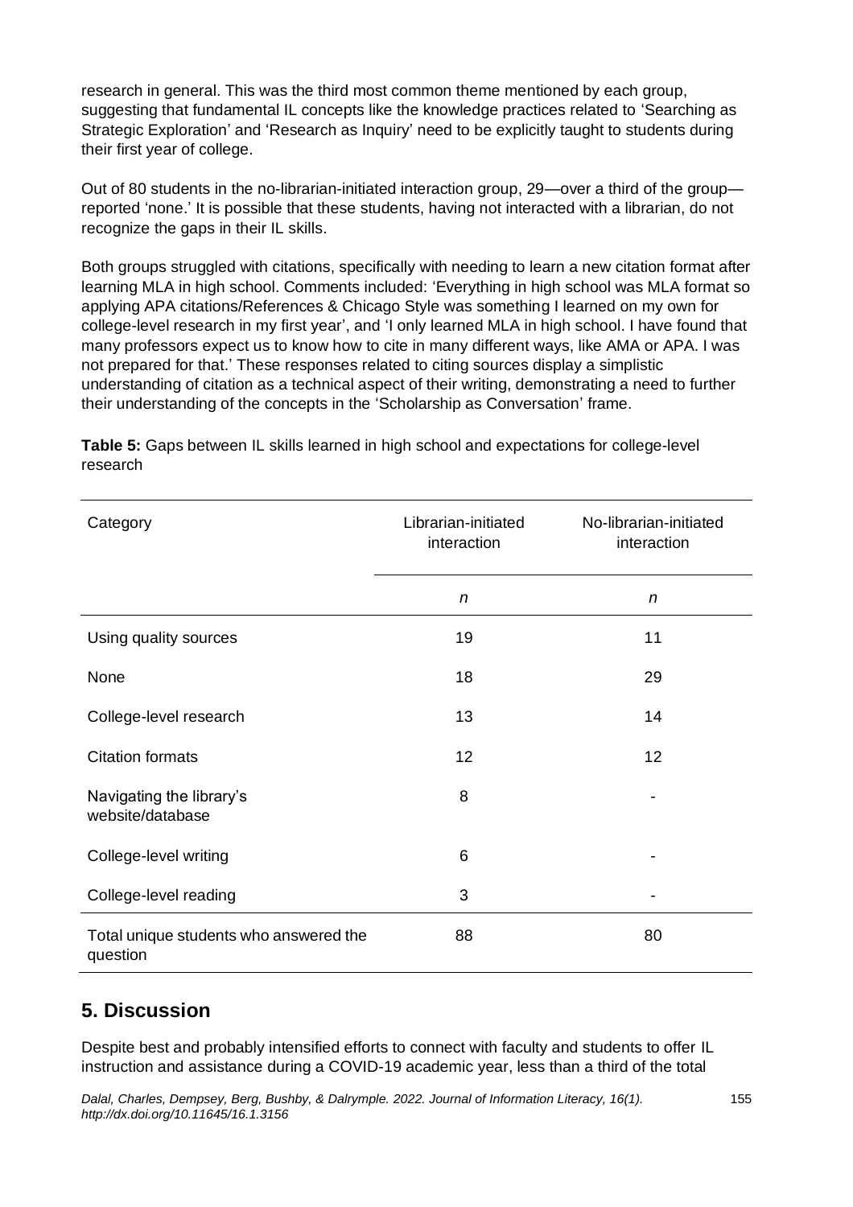research in general. This was the third most common theme mentioned by each group, suggesting that fundamental IL concepts like the knowledge practices related to 'Searching as Strategic Exploration' and 'Research as Inquiry' need to be explicitly taught to students during their first year of college.

Out of 80 students in the no-librarian-initiated interaction group, 29—over a third of the group—reported 'none.' It is possible that these students, having not interacted with a librarian, do not recognize the gaps in their IL skills.

Both groups struggled with citations, specifically with needing to learn a new citation format after learning MLA in high school. Comments included: 'Everything in high school was MLA format so applying APA citations/References & Chicago Style was something I learned on my own for college-level research in my first year', and 'I only learned MLA in high school. I have found that many professors expect us to know how to cite in many different ways, like AMA or APA. I was not prepared for that.' These responses related to citing sources display a simplistic understanding of citation as a technical aspect of their writing, demonstrating a need to further their understanding of the concepts in the 'Scholarship as Conversation' frame.

**Table 5:** Gaps between IL skills learned in high school and expectations for college-level research

| Category | Librarian-initiated interaction | No-librarian-initiated interaction |
|---|---|---|
| | *n* | *n* |
| Using quality sources | 19 | 11 |
| None | 18 | 29 |
| College-level research | 13 | 14 |
| Citation formats | 12 | 12 |
| Navigating the library's website/database | 8 | - |
| College-level writing | 6 | - |
| College-level reading | 3 | - |
| Total unique students who answered the question | 88 | 80 |

## 5. Discussion

Despite best and probably intensified efforts to connect with faculty and students to offer IL instruction and assistance during a COVID-19 academic year, less than a third of the total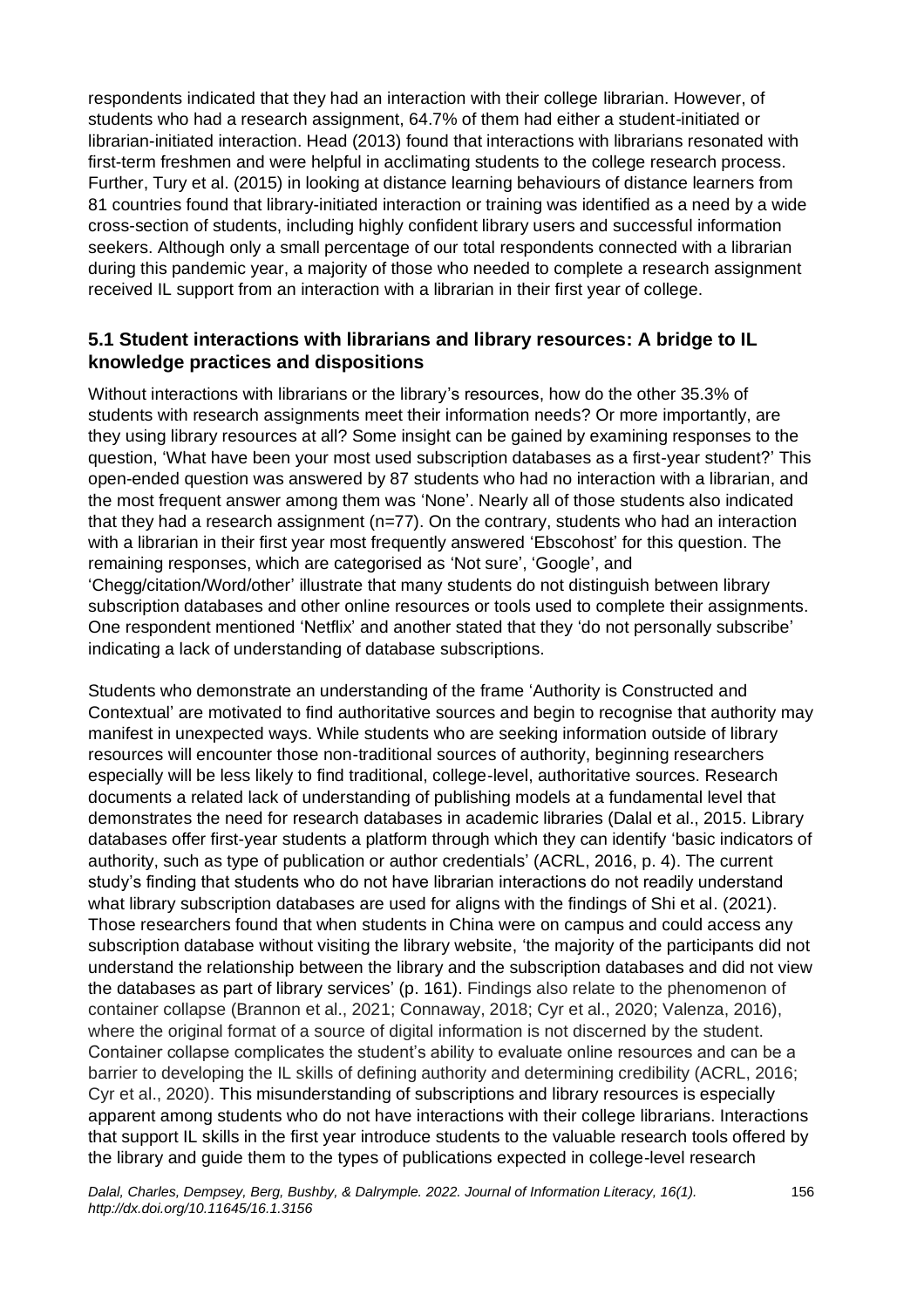respondents indicated that they had an interaction with their college librarian. However, of students who had a research assignment, 64.7% of them had either a student-initiated or librarian-initiated interaction. Head (2013) found that interactions with librarians resonated with first-term freshmen and were helpful in acclimating students to the college research process. Further, Tury et al. (2015) in looking at distance learning behaviours of distance learners from 81 countries found that library-initiated interaction or training was identified as a need by a wide cross-section of students, including highly confident library users and successful information seekers. Although only a small percentage of our total respondents connected with a librarian during this pandemic year, a majority of those who needed to complete a research assignment received IL support from an interaction with a librarian in their first year of college.

### 5.1 Student interactions with librarians and library resources: A bridge to IL knowledge practices and dispositions

Without interactions with librarians or the library's resources, how do the other 35.3% of students with research assignments meet their information needs? Or more importantly, are they using library resources at all? Some insight can be gained by examining responses to the question, 'What have been your most used subscription databases as a first-year student?' This open-ended question was answered by 87 students who had no interaction with a librarian, and the most frequent answer among them was 'None'. Nearly all of those students also indicated that they had a research assignment (n=77). On the contrary, students who had an interaction with a librarian in their first year most frequently answered 'Ebscohost' for this question. The remaining responses, which are categorised as 'Not sure', 'Google', and 'Chegg/citation/Word/other' illustrate that many students do not distinguish between library subscription databases and other online resources or tools used to complete their assignments. One respondent mentioned 'Netflix' and another stated that they 'do not personally subscribe' indicating a lack of understanding of database subscriptions.

Students who demonstrate an understanding of the frame 'Authority is Constructed and Contextual' are motivated to find authoritative sources and begin to recognise that authority may manifest in unexpected ways. While students who are seeking information outside of library resources will encounter those non-traditional sources of authority, beginning researchers especially will be less likely to find traditional, college-level, authoritative sources. Research documents a related lack of understanding of publishing models at a fundamental level that demonstrates the need for research databases in academic libraries (Dalal et al., 2015. Library databases offer first-year students a platform through which they can identify 'basic indicators of authority, such as type of publication or author credentials' (ACRL, 2016, p. 4). The current study's finding that students who do not have librarian interactions do not readily understand what library subscription databases are used for aligns with the findings of Shi et al. (2021). Those researchers found that when students in China were on campus and could access any subscription database without visiting the library website, 'the majority of the participants did not understand the relationship between the library and the subscription databases and did not view the databases as part of library services' (p. 161). Findings also relate to the phenomenon of container collapse (Brannon et al., 2021; Connaway, 2018; Cyr et al., 2020; Valenza, 2016), where the original format of a source of digital information is not discerned by the student. Container collapse complicates the student's ability to evaluate online resources and can be a barrier to developing the IL skills of defining authority and determining credibility (ACRL, 2016; Cyr et al., 2020). This misunderstanding of subscriptions and library resources is especially apparent among students who do not have interactions with their college librarians. Interactions that support IL skills in the first year introduce students to the valuable research tools offered by the library and guide them to the types of publications expected in college-level research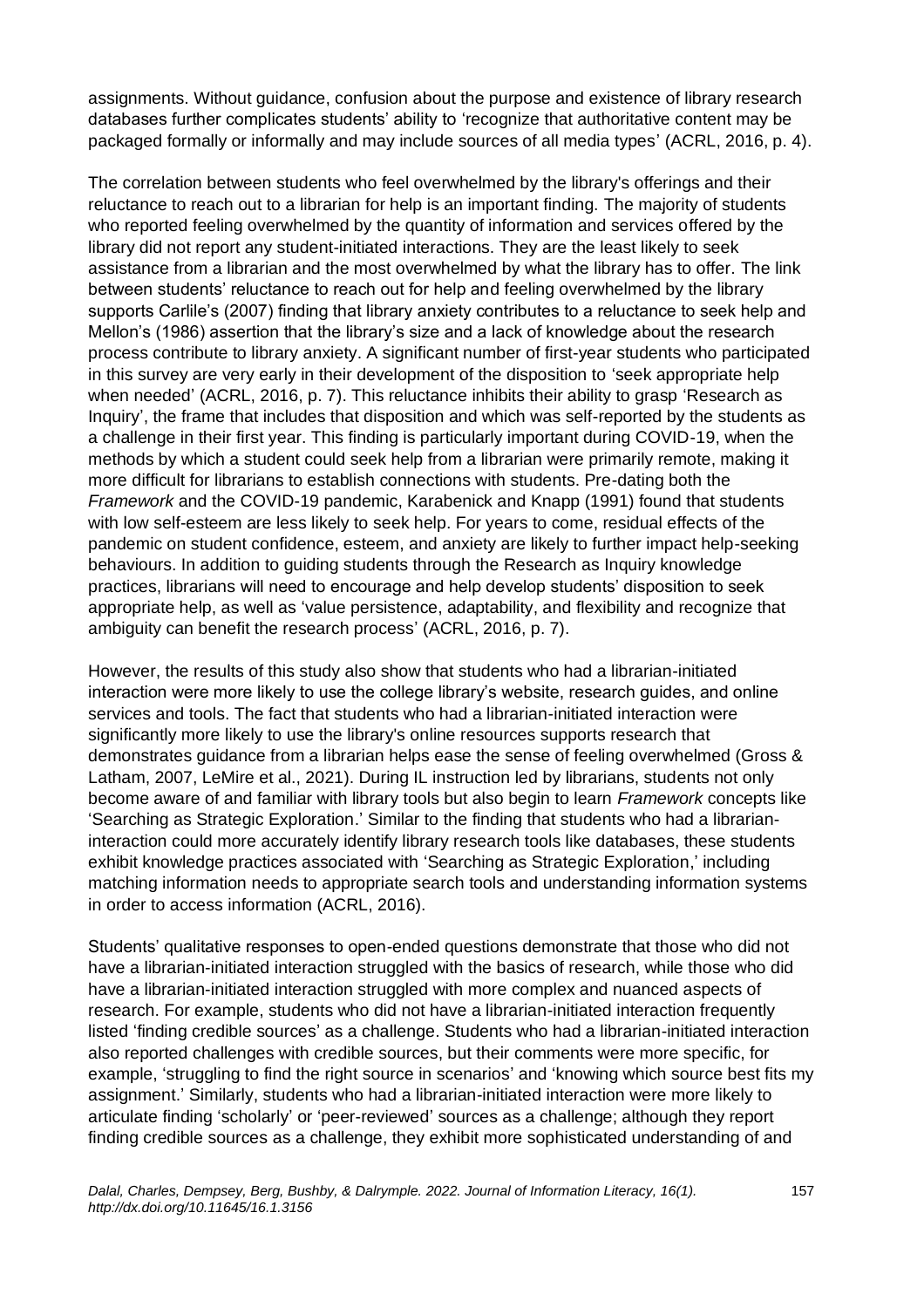assignments. Without guidance, confusion about the purpose and existence of library research databases further complicates students' ability to 'recognize that authoritative content may be packaged formally or informally and may include sources of all media types' (ACRL, 2016, p. 4).

The correlation between students who feel overwhelmed by the library's offerings and their reluctance to reach out to a librarian for help is an important finding. The majority of students who reported feeling overwhelmed by the quantity of information and services offered by the library did not report any student-initiated interactions. They are the least likely to seek assistance from a librarian and the most overwhelmed by what the library has to offer. The link between students' reluctance to reach out for help and feeling overwhelmed by the library supports Carlile's (2007) finding that library anxiety contributes to a reluctance to seek help and Mellon's (1986) assertion that the library's size and a lack of knowledge about the research process contribute to library anxiety. A significant number of first-year students who participated in this survey are very early in their development of the disposition to 'seek appropriate help when needed' (ACRL, 2016, p. 7). This reluctance inhibits their ability to grasp 'Research as Inquiry', the frame that includes that disposition and which was self-reported by the students as a challenge in their first year. This finding is particularly important during COVID-19, when the methods by which a student could seek help from a librarian were primarily remote, making it more difficult for librarians to establish connections with students. Pre-dating both the *Framework* and the COVID-19 pandemic, Karabenick and Knapp (1991) found that students with low self-esteem are less likely to seek help. For years to come, residual effects of the pandemic on student confidence, esteem, and anxiety are likely to further impact help-seeking behaviours. In addition to guiding students through the Research as Inquiry knowledge practices, librarians will need to encourage and help develop students' disposition to seek appropriate help, as well as 'value persistence, adaptability, and flexibility and recognize that ambiguity can benefit the research process' (ACRL, 2016, p. 7).

However, the results of this study also show that students who had a librarian-initiated interaction were more likely to use the college library's website, research guides, and online services and tools. The fact that students who had a librarian-initiated interaction were significantly more likely to use the library's online resources supports research that demonstrates guidance from a librarian helps ease the sense of feeling overwhelmed (Gross & Latham, 2007, LeMire et al., 2021). During IL instruction led by librarians, students not only become aware of and familiar with library tools but also begin to learn *Framework* concepts like 'Searching as Strategic Exploration.' Similar to the finding that students who had a librarian-interaction could more accurately identify library research tools like databases, these students exhibit knowledge practices associated with 'Searching as Strategic Exploration,' including matching information needs to appropriate search tools and understanding information systems in order to access information (ACRL, 2016).

Students' qualitative responses to open-ended questions demonstrate that those who did not have a librarian-initiated interaction struggled with the basics of research, while those who did have a librarian-initiated interaction struggled with more complex and nuanced aspects of research. For example, students who did not have a librarian-initiated interaction frequently listed 'finding credible sources' as a challenge. Students who had a librarian-initiated interaction also reported challenges with credible sources, but their comments were more specific, for example, 'struggling to find the right source in scenarios' and 'knowing which source best fits my assignment.' Similarly, students who had a librarian-initiated interaction were more likely to articulate finding 'scholarly' or 'peer-reviewed' sources as a challenge; although they report finding credible sources as a challenge, they exhibit more sophisticated understanding of and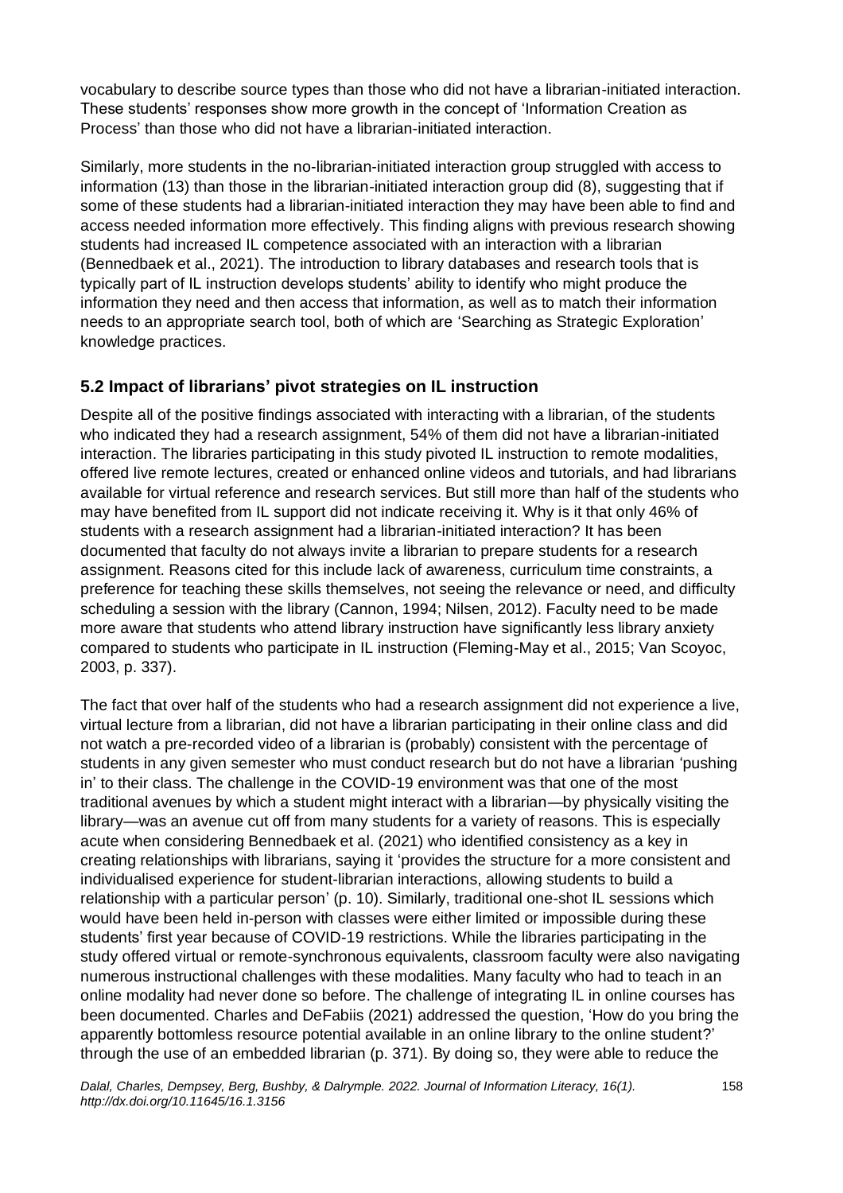vocabulary to describe source types than those who did not have a librarian-initiated interaction. These students' responses show more growth in the concept of 'Information Creation as Process' than those who did not have a librarian-initiated interaction.

Similarly, more students in the no-librarian-initiated interaction group struggled with access to information (13) than those in the librarian-initiated interaction group did (8), suggesting that if some of these students had a librarian-initiated interaction they may have been able to find and access needed information more effectively. This finding aligns with previous research showing students had increased IL competence associated with an interaction with a librarian (Bennedbaek et al., 2021). The introduction to library databases and research tools that is typically part of IL instruction develops students' ability to identify who might produce the information they need and then access that information, as well as to match their information needs to an appropriate search tool, both of which are 'Searching as Strategic Exploration' knowledge practices.

## 5.2 Impact of librarians' pivot strategies on IL instruction

Despite all of the positive findings associated with interacting with a librarian, of the students who indicated they had a research assignment, 54% of them did not have a librarian-initiated interaction. The libraries participating in this study pivoted IL instruction to remote modalities, offered live remote lectures, created or enhanced online videos and tutorials, and had librarians available for virtual reference and research services. But still more than half of the students who may have benefited from IL support did not indicate receiving it. Why is it that only 46% of students with a research assignment had a librarian-initiated interaction? It has been documented that faculty do not always invite a librarian to prepare students for a research assignment. Reasons cited for this include lack of awareness, curriculum time constraints, a preference for teaching these skills themselves, not seeing the relevance or need, and difficulty scheduling a session with the library (Cannon, 1994; Nilsen, 2012). Faculty need to be made more aware that students who attend library instruction have significantly less library anxiety compared to students who participate in IL instruction (Fleming-May et al., 2015; Van Scoyoc, 2003, p. 337).

The fact that over half of the students who had a research assignment did not experience a live, virtual lecture from a librarian, did not have a librarian participating in their online class and did not watch a pre-recorded video of a librarian is (probably) consistent with the percentage of students in any given semester who must conduct research but do not have a librarian 'pushing in' to their class. The challenge in the COVID-19 environment was that one of the most traditional avenues by which a student might interact with a librarian—by physically visiting the library—was an avenue cut off from many students for a variety of reasons. This is especially acute when considering Bennedbaek et al. (2021) who identified consistency as a key in creating relationships with librarians, saying it 'provides the structure for a more consistent and individualised experience for student-librarian interactions, allowing students to build a relationship with a particular person' (p. 10). Similarly, traditional one-shot IL sessions which would have been held in-person with classes were either limited or impossible during these students' first year because of COVID-19 restrictions. While the libraries participating in the study offered virtual or remote-synchronous equivalents, classroom faculty were also navigating numerous instructional challenges with these modalities. Many faculty who had to teach in an online modality had never done so before. The challenge of integrating IL in online courses has been documented. Charles and DeFabiis (2021) addressed the question, 'How do you bring the apparently bottomless resource potential available in an online library to the online student?' through the use of an embedded librarian (p. 371). By doing so, they were able to reduce the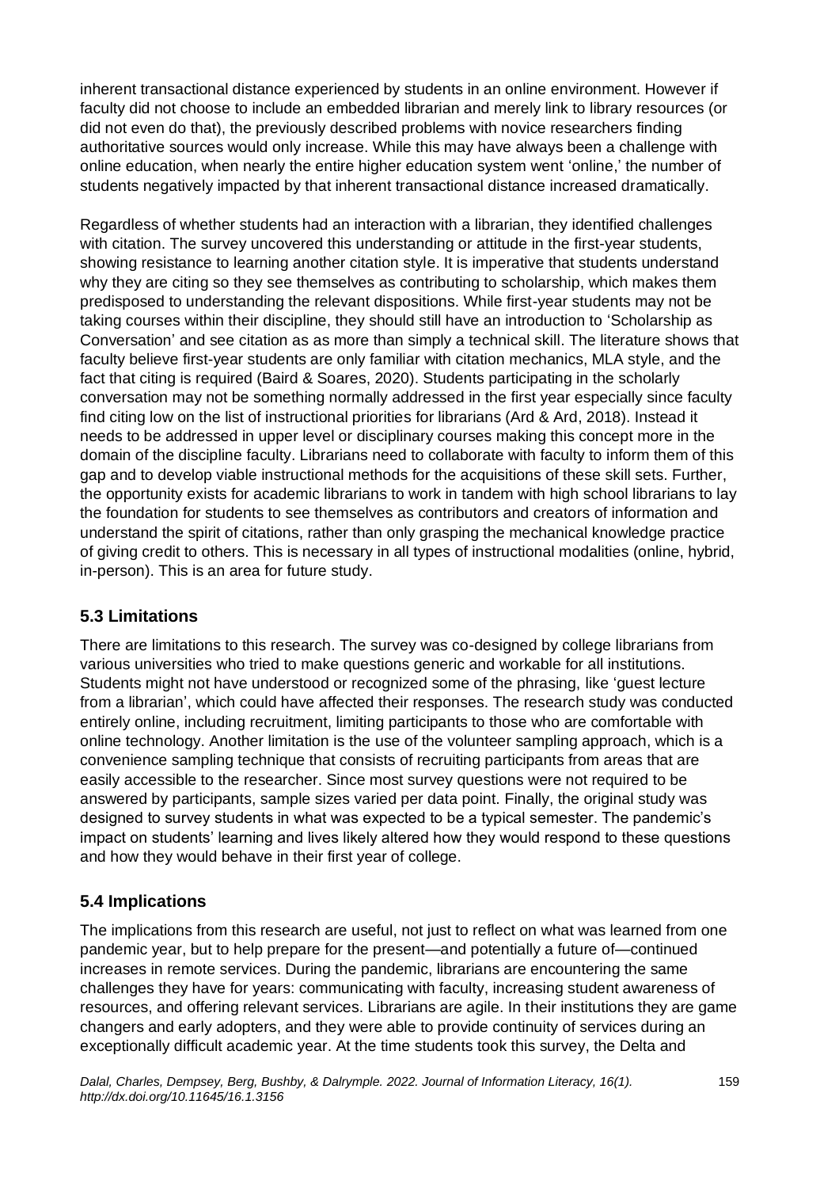inherent transactional distance experienced by students in an online environment. However if faculty did not choose to include an embedded librarian and merely link to library resources (or did not even do that), the previously described problems with novice researchers finding authoritative sources would only increase. While this may have always been a challenge with online education, when nearly the entire higher education system went 'online,' the number of students negatively impacted by that inherent transactional distance increased dramatically.

Regardless of whether students had an interaction with a librarian, they identified challenges with citation. The survey uncovered this understanding or attitude in the first-year students, showing resistance to learning another citation style. It is imperative that students understand why they are citing so they see themselves as contributing to scholarship, which makes them predisposed to understanding the relevant dispositions. While first-year students may not be taking courses within their discipline, they should still have an introduction to 'Scholarship as Conversation' and see citation as as more than simply a technical skill. The literature shows that faculty believe first-year students are only familiar with citation mechanics, MLA style, and the fact that citing is required (Baird & Soares, 2020). Students participating in the scholarly conversation may not be something normally addressed in the first year especially since faculty find citing low on the list of instructional priorities for librarians (Ard & Ard, 2018). Instead it needs to be addressed in upper level or disciplinary courses making this concept more in the domain of the discipline faculty. Librarians need to collaborate with faculty to inform them of this gap and to develop viable instructional methods for the acquisitions of these skill sets. Further, the opportunity exists for academic librarians to work in tandem with high school librarians to lay the foundation for students to see themselves as contributors and creators of information and understand the spirit of citations, rather than only grasping the mechanical knowledge practice of giving credit to others. This is necessary in all types of instructional modalities (online, hybrid, in-person). This is an area for future study.

## 5.3 Limitations

There are limitations to this research. The survey was co-designed by college librarians from various universities who tried to make questions generic and workable for all institutions. Students might not have understood or recognized some of the phrasing, like 'guest lecture from a librarian', which could have affected their responses. The research study was conducted entirely online, including recruitment, limiting participants to those who are comfortable with online technology. Another limitation is the use of the volunteer sampling approach, which is a convenience sampling technique that consists of recruiting participants from areas that are easily accessible to the researcher. Since most survey questions were not required to be answered by participants, sample sizes varied per data point. Finally, the original study was designed to survey students in what was expected to be a typical semester. The pandemic's impact on students' learning and lives likely altered how they would respond to these questions and how they would behave in their first year of college.

## 5.4 Implications

The implications from this research are useful, not just to reflect on what was learned from one pandemic year, but to help prepare for the present—and potentially a future of—continued increases in remote services. During the pandemic, librarians are encountering the same challenges they have for years: communicating with faculty, increasing student awareness of resources, and offering relevant services. Librarians are agile. In their institutions they are game changers and early adopters, and they were able to provide continuity of services during an exceptionally difficult academic year. At the time students took this survey, the Delta and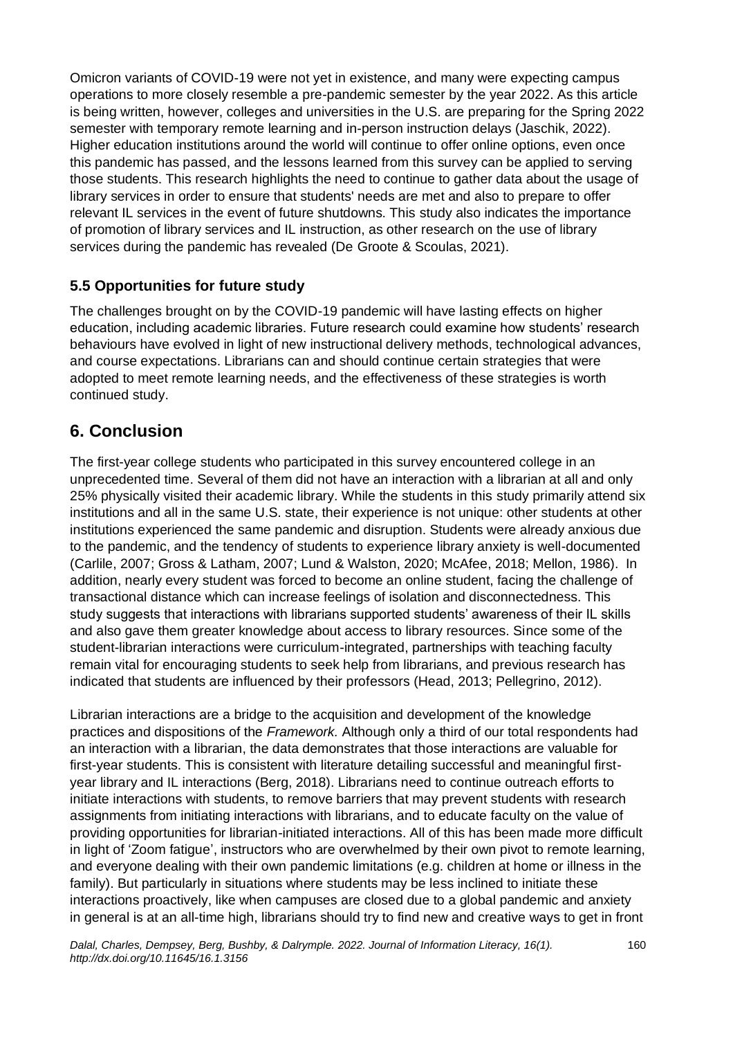Omicron variants of COVID-19 were not yet in existence, and many were expecting campus operations to more closely resemble a pre-pandemic semester by the year 2022. As this article is being written, however, colleges and universities in the U.S. are preparing for the Spring 2022 semester with temporary remote learning and in-person instruction delays (Jaschik, 2022). Higher education institutions around the world will continue to offer online options, even once this pandemic has passed, and the lessons learned from this survey can be applied to serving those students. This research highlights the need to continue to gather data about the usage of library services in order to ensure that students' needs are met and also to prepare to offer relevant IL services in the event of future shutdowns. This study also indicates the importance of promotion of library services and IL instruction, as other research on the use of library services during the pandemic has revealed (De Groote & Scoulas, 2021).

### 5.5 Opportunities for future study

The challenges brought on by the COVID-19 pandemic will have lasting effects on higher education, including academic libraries. Future research could examine how students' research behaviours have evolved in light of new instructional delivery methods, technological advances, and course expectations. Librarians can and should continue certain strategies that were adopted to meet remote learning needs, and the effectiveness of these strategies is worth continued study.

## 6. Conclusion

The first-year college students who participated in this survey encountered college in an unprecedented time. Several of them did not have an interaction with a librarian at all and only 25% physically visited their academic library. While the students in this study primarily attend six institutions and all in the same U.S. state, their experience is not unique: other students at other institutions experienced the same pandemic and disruption. Students were already anxious due to the pandemic, and the tendency of students to experience library anxiety is well-documented (Carlile, 2007; Gross & Latham, 2007; Lund & Walston, 2020; McAfee, 2018; Mellon, 1986). In addition, nearly every student was forced to become an online student, facing the challenge of transactional distance which can increase feelings of isolation and disconnectedness. This study suggests that interactions with librarians supported students' awareness of their IL skills and also gave them greater knowledge about access to library resources. Since some of the student-librarian interactions were curriculum-integrated, partnerships with teaching faculty remain vital for encouraging students to seek help from librarians, and previous research has indicated that students are influenced by their professors (Head, 2013; Pellegrino, 2012).

Librarian interactions are a bridge to the acquisition and development of the knowledge practices and dispositions of the *Framework.* Although only a third of our total respondents had an interaction with a librarian, the data demonstrates that those interactions are valuable for first-year students. This is consistent with literature detailing successful and meaningful first-year library and IL interactions (Berg, 2018). Librarians need to continue outreach efforts to initiate interactions with students, to remove barriers that may prevent students with research assignments from initiating interactions with librarians, and to educate faculty on the value of providing opportunities for librarian-initiated interactions. All of this has been made more difficult in light of 'Zoom fatigue', instructors who are overwhelmed by their own pivot to remote learning, and everyone dealing with their own pandemic limitations (e.g. children at home or illness in the family). But particularly in situations where students may be less inclined to initiate these interactions proactively, like when campuses are closed due to a global pandemic and anxiety in general is at an all-time high, librarians should try to find new and creative ways to get in front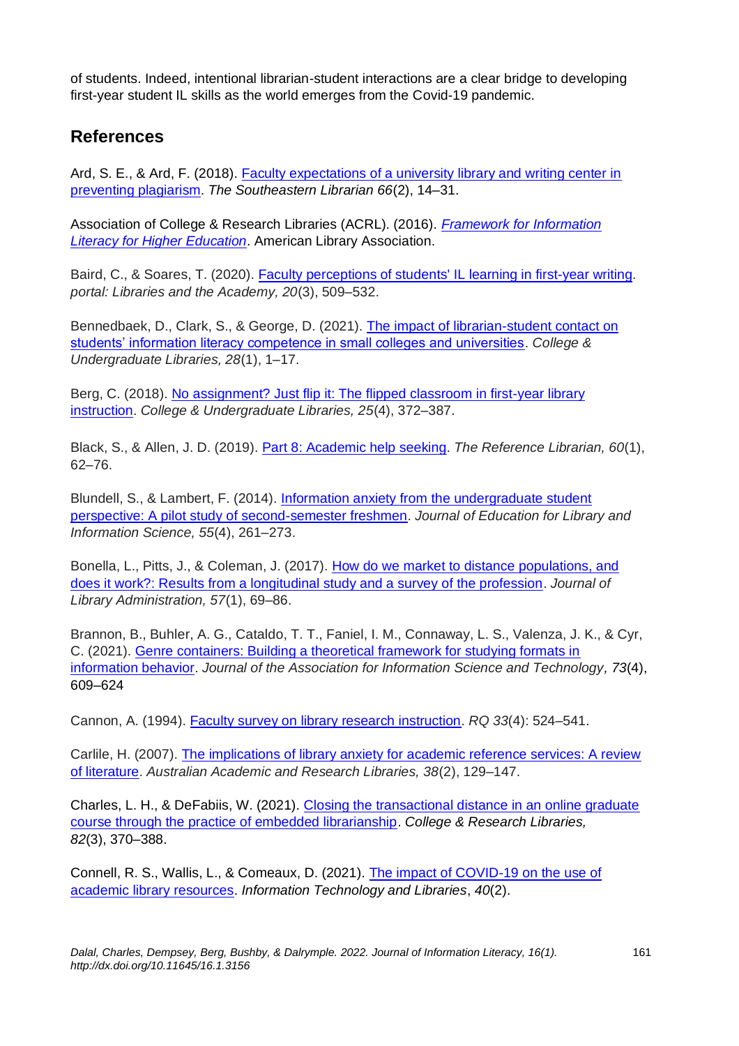of students. Indeed, intentional librarian-student interactions are a clear bridge to developing first-year student IL skills as the world emerges from the Covid-19 pandemic.

## References

Ard, S. E., & Ard, F. (2018). Faculty expectations of a university library and writing center in preventing plagiarism. *The Southeastern Librarian 66*(2), 14–31.

Association of College & Research Libraries (ACRL). (2016). *Framework for Information Literacy for Higher Education*. American Library Association.

Baird, C., & Soares, T. (2020). Faculty perceptions of students' IL learning in first-year writing. *portal: Libraries and the Academy, 20*(3), 509–532.

Bennedbaek, D., Clark, S., & George, D. (2021). The impact of librarian-student contact on students' information literacy competence in small colleges and universities. *College & Undergraduate Libraries, 28*(1), 1–17.

Berg, C. (2018). No assignment? Just flip it: The flipped classroom in first-year library instruction. *College & Undergraduate Libraries, 25*(4), 372–387.

Black, S., & Allen, J. D. (2019). Part 8: Academic help seeking. *The Reference Librarian, 60*(1), 62–76.

Blundell, S., & Lambert, F. (2014). Information anxiety from the undergraduate student perspective: A pilot study of second-semester freshmen. *Journal of Education for Library and Information Science, 55*(4), 261–273.

Bonella, L., Pitts, J., & Coleman, J. (2017). How do we market to distance populations, and does it work?: Results from a longitudinal study and a survey of the profession. *Journal of Library Administration, 57*(1), 69–86.

Brannon, B., Buhler, A. G., Cataldo, T. T., Faniel, I. M., Connaway, L. S., Valenza, J. K., & Cyr, C. (2021). Genre containers: Building a theoretical framework for studying formats in information behavior. *Journal of the Association for Information Science and Technology*, *73*(4), 609–624

Cannon, A. (1994). Faculty survey on library research instruction. *RQ 33*(4): 524–541.

Carlile, H. (2007). The implications of library anxiety for academic reference services: A review of literature. *Australian Academic and Research Libraries, 38*(2), 129–147.

Charles, L. H., & DeFabiis, W. (2021). Closing the transactional distance in an online graduate course through the practice of embedded librarianship. *College & Research Libraries, 82*(3), 370–388.

Connell, R. S., Wallis, L., & Comeaux, D. (2021). The impact of COVID-19 on the use of academic library resources. *Information Technology and Libraries*, *40*(2).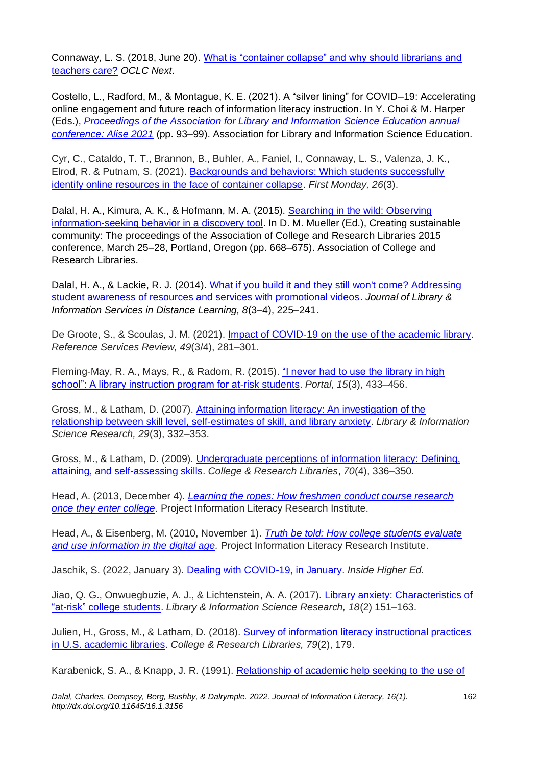Connaway, L. S. (2018, June 20). [What is "container collapse" and why should librarians and teachers care?] *OCLC Next*.

Costello, L., Radford, M., & Montague, K. E. (2021). A "silver lining" for COVID–19: Accelerating online engagement and future reach of information literacy instruction. In Y. Choi & M. Harper (Eds.), *[Proceedings of the Association for Library and Information Science Education annual conference: Alise 2021]* (pp. 93–99). Association for Library and Information Science Education.

Cyr, C., Cataldo, T. T., Brannon, B., Buhler, A., Faniel, I., Connaway, L. S., Valenza, J. K., Elrod, R. & Putnam, S. (2021). [Backgrounds and behaviors: Which students successfully identify online resources in the face of container collapse]. *First Monday, 26*(3).

Dalal, H. A., Kimura, A. K., & Hofmann, M. A. (2015). [Searching in the wild: Observing information-seeking behavior in a discovery tool]. In D. M. Mueller (Ed.), Creating sustainable community: The proceedings of the Association of College and Research Libraries 2015 conference, March 25–28, Portland, Oregon (pp. 668–675). Association of College and Research Libraries.

Dalal, H. A., & Lackie, R. J. (2014). [What if you build it and they still won't come? Addressing student awareness of resources and services with promotional videos]. *Journal of Library & Information Services in Distance Learning, 8*(3–4), 225–241.

De Groote, S., & Scoulas, J. M. (2021). [Impact of COVID-19 on the use of the academic library]. *Reference Services Review, 49*(3/4), 281–301.

Fleming-May, R. A., Mays, R., & Radom, R. (2015). ["I never had to use the library in high school": A library instruction program for at-risk students]. *Portal, 15*(3), 433–456.

Gross, M., & Latham, D. (2007). [Attaining information literacy: An investigation of the relationship between skill level, self-estimates of skill, and library anxiety]. *Library & Information Science Research, 29*(3), 332–353.

Gross, M., & Latham, D. (2009). [Undergraduate perceptions of information literacy: Defining, attaining, and self-assessing skills]. *College & Research Libraries*, *70*(4), 336–350.

Head, A. (2013, December 4). *[Learning the ropes: How freshmen conduct course research once they enter college]*. Project Information Literacy Research Institute.

Head, A., & Eisenberg, M. (2010, November 1). *[Truth be told: How college students evaluate and use information in the digital age]*. Project Information Literacy Research Institute.

Jaschik, S. (2022, January 3). [Dealing with COVID-19, in January]. *Inside Higher Ed*.

Jiao, Q. G., Onwuegbuzie, A. J., & Lichtenstein, A. A. (2017). [Library anxiety: Characteristics of "at-risk" college students]. *Library & Information Science Research, 18*(2) 151–163.

Julien, H., Gross, M., & Latham, D. (2018). [Survey of information literacy instructional practices in U.S. academic libraries]. *College & Research Libraries, 79*(2), 179.

Karabenick, S. A., & Knapp, J. R. (1991). [Relationship of academic help seeking to the use of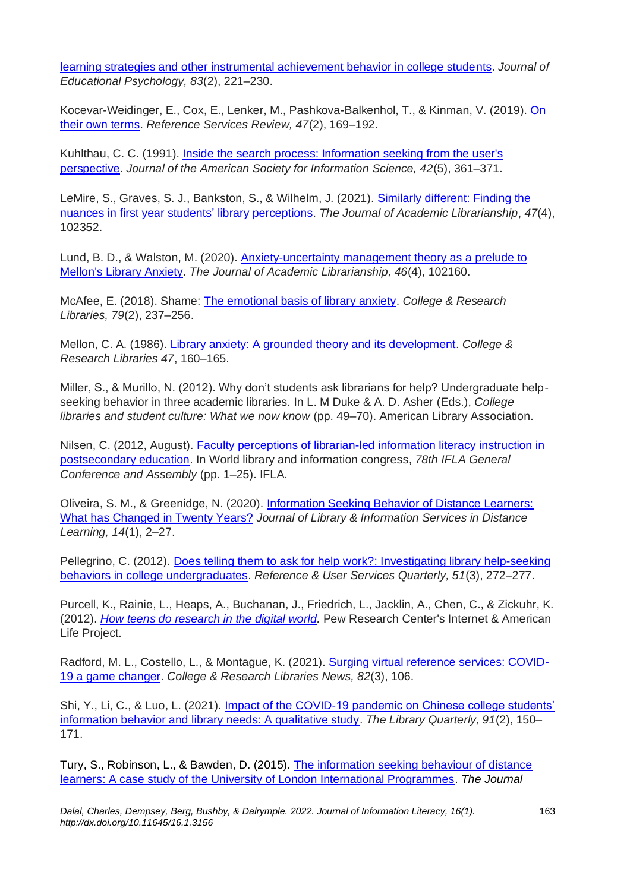learning strategies and other instrumental achievement behavior in college students. *Journal of Educational Psychology, 83*(2), 221–230.

Kocevar-Weidinger, E., Cox, E., Lenker, M., Pashkova-Balkenhol, T., & Kinman, V. (2019). On their own terms. *Reference Services Review, 47*(2), 169–192.

Kuhlthau, C. C. (1991). Inside the search process: Information seeking from the user's perspective. *Journal of the American Society for Information Science, 42*(5), 361–371.

LeMire, S., Graves, S. J., Bankston, S., & Wilhelm, J. (2021). Similarly different: Finding the nuances in first year students' library perceptions. *The Journal of Academic Librarianship*, *47*(4), 102352.

Lund, B. D., & Walston, M. (2020). Anxiety-uncertainty management theory as a prelude to Mellon's Library Anxiety. *The Journal of Academic Librarianship, 46*(4), 102160.

McAfee, E. (2018). Shame: The emotional basis of library anxiety. *College & Research Libraries, 79*(2), 237–256.

Mellon, C. A. (1986). Library anxiety: A grounded theory and its development. *College & Research Libraries 47*, 160–165.

Miller, S., & Murillo, N. (2012). Why don't students ask librarians for help? Undergraduate help-seeking behavior in three academic libraries. In L. M Duke & A. D. Asher (Eds.), *College libraries and student culture: What we now know* (pp. 49–70). American Library Association.

Nilsen, C. (2012, August). Faculty perceptions of librarian-led information literacy instruction in postsecondary education. In World library and information congress, *78th IFLA General Conference and Assembly* (pp. 1–25). IFLA.

Oliveira, S. M., & Greenidge, N. (2020). Information Seeking Behavior of Distance Learners: What has Changed in Twenty Years? *Journal of Library & Information Services in Distance Learning, 14*(1), 2–27.

Pellegrino, C. (2012). Does telling them to ask for help work?: Investigating library help-seeking behaviors in college undergraduates. *Reference & User Services Quarterly, 51*(3), 272–277.

Purcell, K., Rainie, L., Heaps, A., Buchanan, J., Friedrich, L., Jacklin, A., Chen, C., & Zickuhr, K. (2012). *How teens do research in the digital world.* Pew Research Center's Internet & American Life Project.

Radford, M. L., Costello, L., & Montague, K. (2021). Surging virtual reference services: COVID-19 a game changer. *College & Research Libraries News, 82*(3), 106.

Shi, Y., Li, C., & Luo, L. (2021). Impact of the COVID-19 pandemic on Chinese college students' information behavior and library needs: A qualitative study. *The Library Quarterly, 91*(2), 150–171.

Tury, S., Robinson, L., & Bawden, D. (2015). The information seeking behaviour of distance learners: A case study of the University of London International Programmes. *The Journal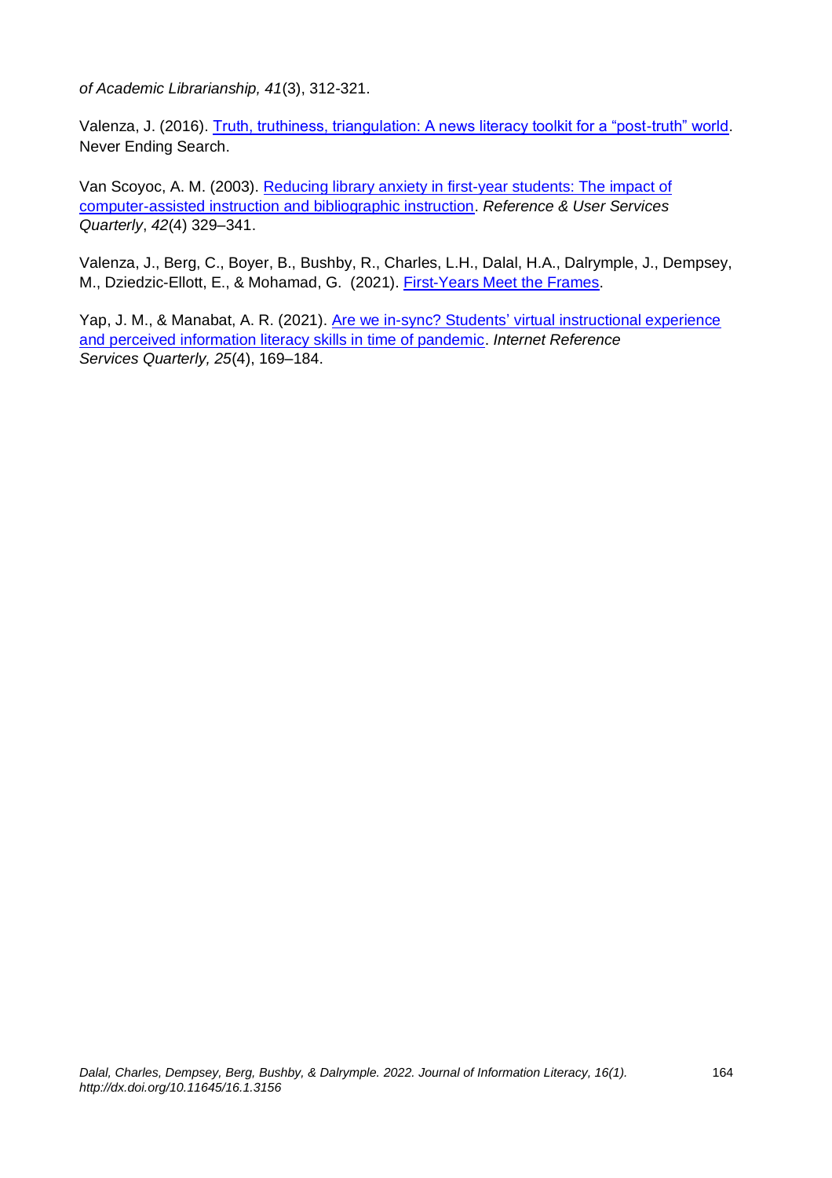*of Academic Librarianship, 41*(3), 312-321.

Valenza, J. (2016). Truth, truthiness, triangulation: A news literacy toolkit for a "post-truth" world. Never Ending Search.

Van Scoyoc, A. M. (2003). Reducing library anxiety in first-year students: The impact of computer-assisted instruction and bibliographic instruction. *Reference & User Services Quarterly*, *42*(4) 329–341.

Valenza, J., Berg, C., Boyer, B., Bushby, R., Charles, L.H., Dalal, H.A., Dalrymple, J., Dempsey, M., Dziedzic-Ellott, E., & Mohamad, G. (2021). First-Years Meet the Frames.

Yap, J. M., & Manabat, A. R. (2021). Are we in-sync? Students' virtual instructional experience and perceived information literacy skills in time of pandemic. *Internet Reference Services Quarterly, 25*(4), 169–184.